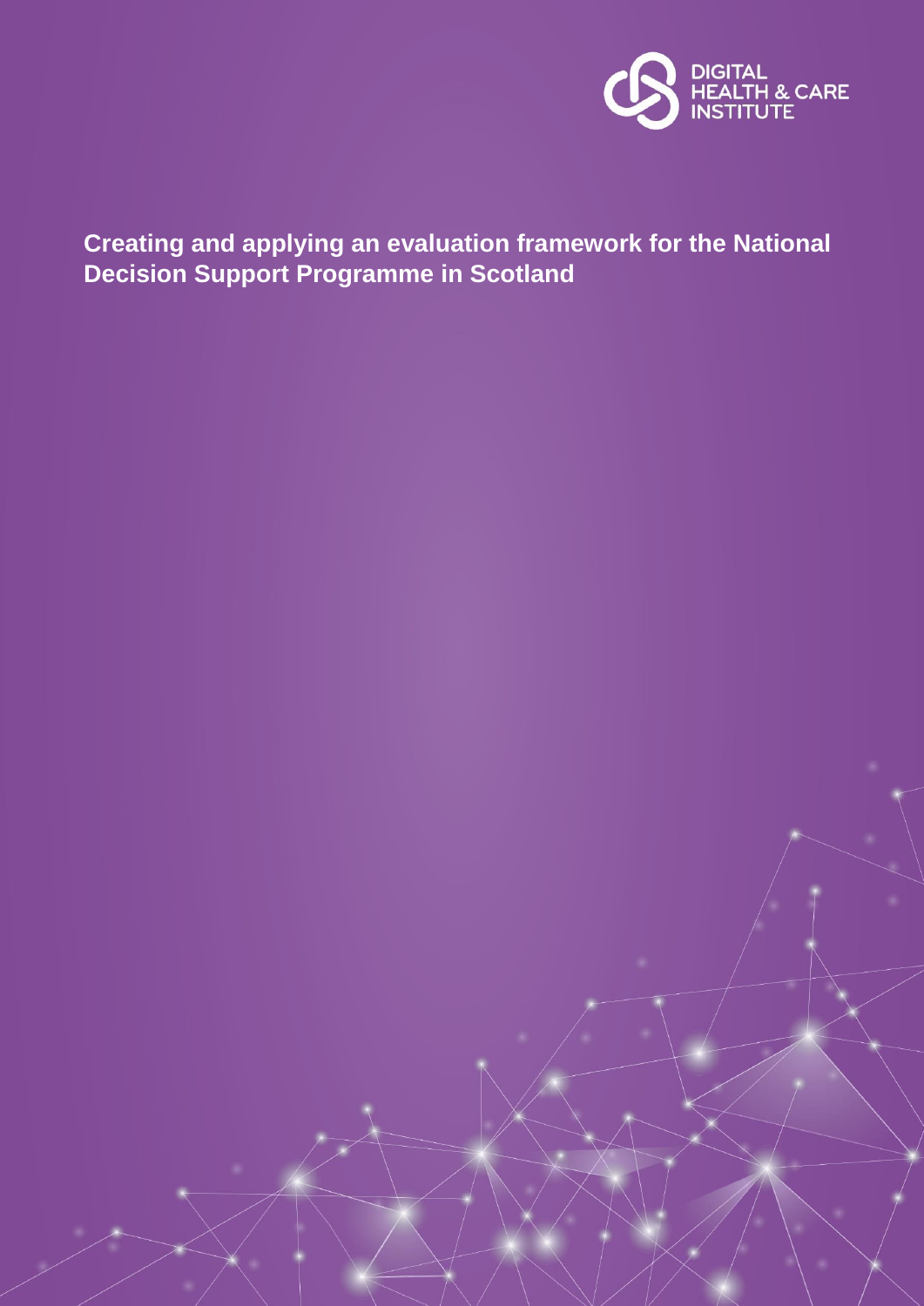DIGITAL HEALTH & CARE INSTITUTE

# Creating and applying an evaluation framework for the National Decision Support Programme in Scotland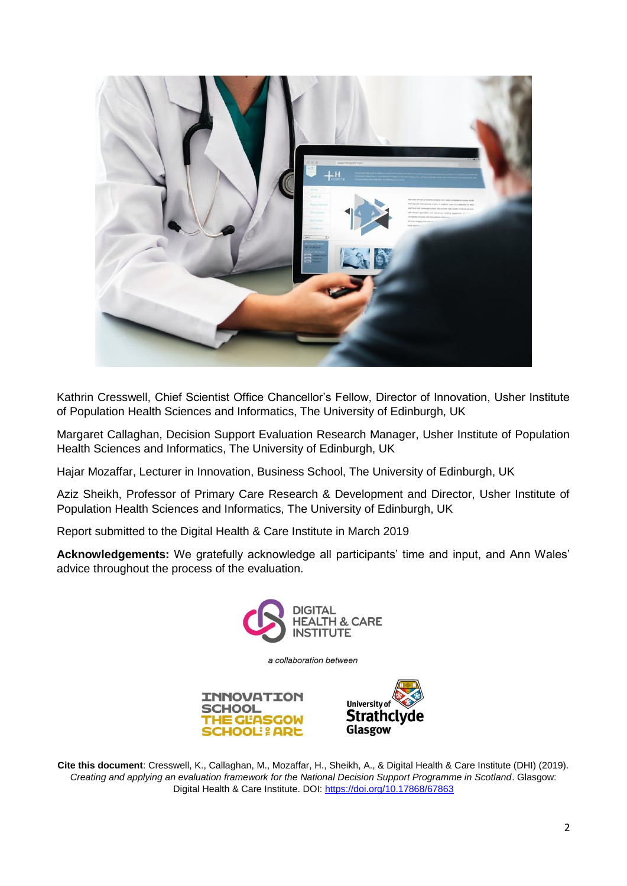Kathrin Cresswell, Chief Scientist Office Chancellor's Fellow, Director of Innovation, Usher Institute of Population Health Sciences and Informatics, The University of Edinburgh, UK

Margaret Callaghan, Decision Support Evaluation Research Manager, Usher Institute of Population Health Sciences and Informatics, The University of Edinburgh, UK

Hajar Mozaffar, Lecturer in Innovation, Business School, The University of Edinburgh, UK

Aziz Sheikh, Professor of Primary Care Research & Development and Director, Usher Institute of Population Health Sciences and Informatics, The University of Edinburgh, UK

Report submitted to the Digital Health & Care Institute in March 2019

**Acknowledgements:** We gratefully acknowledge all participants' time and input, and Ann Wales' advice throughout the process of the evaluation.

DIGITAL HEALTH & CARE INSTITUTE

*a collaboration between*

INNOVATION SCHOOL THE GLASGOW SCHOOL OF ART

University of Strathclyde Glasgow

**Cite this document**: Cresswell, K., Callaghan, M., Mozaffar, H., Sheikh, A., & Digital Health & Care Institute (DHI) (2019). *Creating and applying an evaluation framework for the National Decision Support Programme in Scotland*. Glasgow: Digital Health & Care Institute. DOI: https://doi.org/10.17868/67863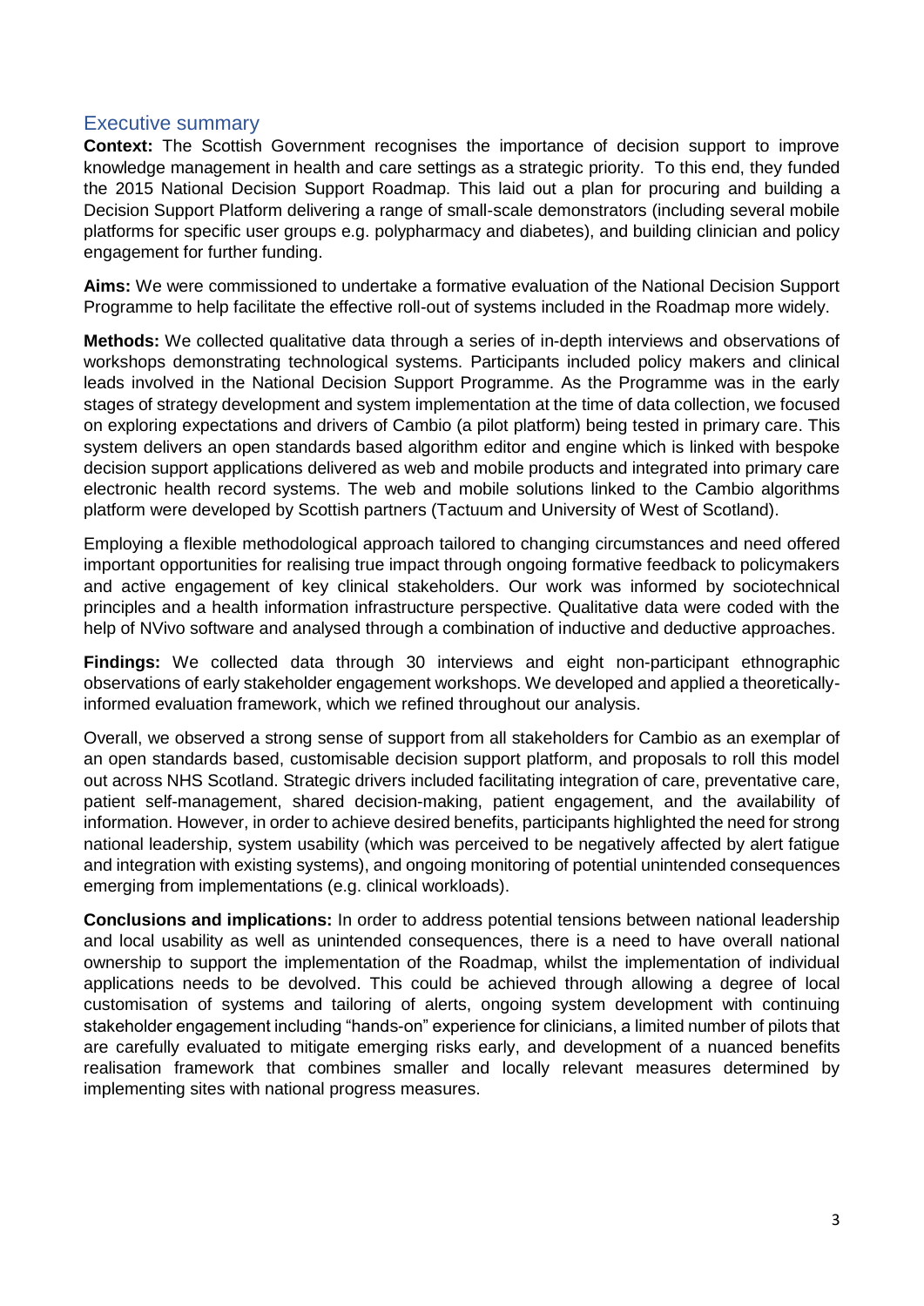## Executive summary

**Context:** The Scottish Government recognises the importance of decision support to improve knowledge management in health and care settings as a strategic priority. To this end, they funded the 2015 National Decision Support Roadmap. This laid out a plan for procuring and building a Decision Support Platform delivering a range of small-scale demonstrators (including several mobile platforms for specific user groups e.g. polypharmacy and diabetes), and building clinician and policy engagement for further funding.

**Aims:** We were commissioned to undertake a formative evaluation of the National Decision Support Programme to help facilitate the effective roll-out of systems included in the Roadmap more widely.

**Methods:** We collected qualitative data through a series of in-depth interviews and observations of workshops demonstrating technological systems. Participants included policy makers and clinical leads involved in the National Decision Support Programme. As the Programme was in the early stages of strategy development and system implementation at the time of data collection, we focused on exploring expectations and drivers of Cambio (a pilot platform) being tested in primary care. This system delivers an open standards based algorithm editor and engine which is linked with bespoke decision support applications delivered as web and mobile products and integrated into primary care electronic health record systems. The web and mobile solutions linked to the Cambio algorithms platform were developed by Scottish partners (Tactuum and University of West of Scotland).

Employing a flexible methodological approach tailored to changing circumstances and need offered important opportunities for realising true impact through ongoing formative feedback to policymakers and active engagement of key clinical stakeholders. Our work was informed by sociotechnical principles and a health information infrastructure perspective. Qualitative data were coded with the help of NVivo software and analysed through a combination of inductive and deductive approaches.

**Findings:** We collected data through 30 interviews and eight non-participant ethnographic observations of early stakeholder engagement workshops. We developed and applied a theoretically-informed evaluation framework, which we refined throughout our analysis.

Overall, we observed a strong sense of support from all stakeholders for Cambio as an exemplar of an open standards based, customisable decision support platform, and proposals to roll this model out across NHS Scotland. Strategic drivers included facilitating integration of care, preventative care, patient self-management, shared decision-making, patient engagement, and the availability of information. However, in order to achieve desired benefits, participants highlighted the need for strong national leadership, system usability (which was perceived to be negatively affected by alert fatigue and integration with existing systems), and ongoing monitoring of potential unintended consequences emerging from implementations (e.g. clinical workloads).

**Conclusions and implications:** In order to address potential tensions between national leadership and local usability as well as unintended consequences, there is a need to have overall national ownership to support the implementation of the Roadmap, whilst the implementation of individual applications needs to be devolved. This could be achieved through allowing a degree of local customisation of systems and tailoring of alerts, ongoing system development with continuing stakeholder engagement including "hands-on" experience for clinicians, a limited number of pilots that are carefully evaluated to mitigate emerging risks early, and development of a nuanced benefits realisation framework that combines smaller and locally relevant measures determined by implementing sites with national progress measures.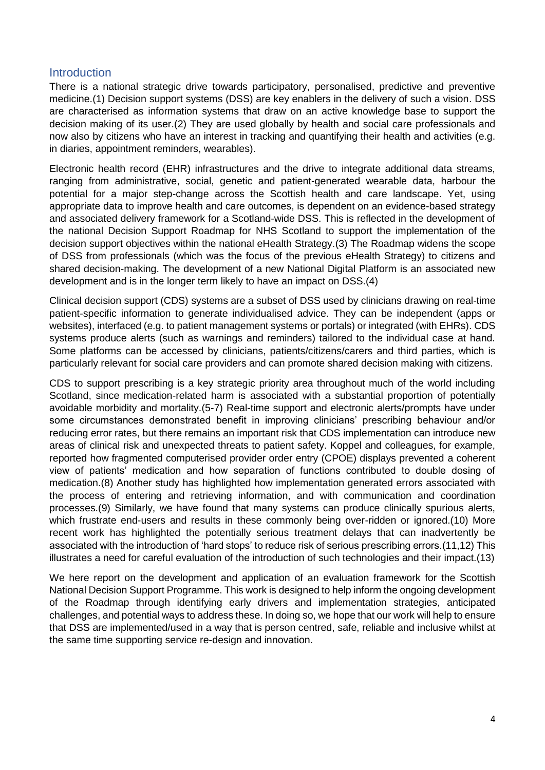## Introduction

There is a national strategic drive towards participatory, personalised, predictive and preventive medicine.(1) Decision support systems (DSS) are key enablers in the delivery of such a vision. DSS are characterised as information systems that draw on an active knowledge base to support the decision making of its user.(2) They are used globally by health and social care professionals and now also by citizens who have an interest in tracking and quantifying their health and activities (e.g. in diaries, appointment reminders, wearables).

Electronic health record (EHR) infrastructures and the drive to integrate additional data streams, ranging from administrative, social, genetic and patient-generated wearable data, harbour the potential for a major step-change across the Scottish health and care landscape. Yet, using appropriate data to improve health and care outcomes, is dependent on an evidence-based strategy and associated delivery framework for a Scotland-wide DSS. This is reflected in the development of the national Decision Support Roadmap for NHS Scotland to support the implementation of the decision support objectives within the national eHealth Strategy.(3) The Roadmap widens the scope of DSS from professionals (which was the focus of the previous eHealth Strategy) to citizens and shared decision-making. The development of a new National Digital Platform is an associated new development and is in the longer term likely to have an impact on DSS.(4)

Clinical decision support (CDS) systems are a subset of DSS used by clinicians drawing on real-time patient-specific information to generate individualised advice. They can be independent (apps or websites), interfaced (e.g. to patient management systems or portals) or integrated (with EHRs). CDS systems produce alerts (such as warnings and reminders) tailored to the individual case at hand. Some platforms can be accessed by clinicians, patients/citizens/carers and third parties, which is particularly relevant for social care providers and can promote shared decision making with citizens.

CDS to support prescribing is a key strategic priority area throughout much of the world including Scotland, since medication-related harm is associated with a substantial proportion of potentially avoidable morbidity and mortality.(5-7) Real-time support and electronic alerts/prompts have under some circumstances demonstrated benefit in improving clinicians' prescribing behaviour and/or reducing error rates, but there remains an important risk that CDS implementation can introduce new areas of clinical risk and unexpected threats to patient safety. Koppel and colleagues, for example, reported how fragmented computerised provider order entry (CPOE) displays prevented a coherent view of patients' medication and how separation of functions contributed to double dosing of medication.(8) Another study has highlighted how implementation generated errors associated with the process of entering and retrieving information, and with communication and coordination processes.(9) Similarly, we have found that many systems can produce clinically spurious alerts, which frustrate end-users and results in these commonly being over-ridden or ignored.(10) More recent work has highlighted the potentially serious treatment delays that can inadvertently be associated with the introduction of 'hard stops' to reduce risk of serious prescribing errors.(11,12) This illustrates a need for careful evaluation of the introduction of such technologies and their impact.(13)

We here report on the development and application of an evaluation framework for the Scottish National Decision Support Programme. This work is designed to help inform the ongoing development of the Roadmap through identifying early drivers and implementation strategies, anticipated challenges, and potential ways to address these. In doing so, we hope that our work will help to ensure that DSS are implemented/used in a way that is person centred, safe, reliable and inclusive whilst at the same time supporting service re-design and innovation.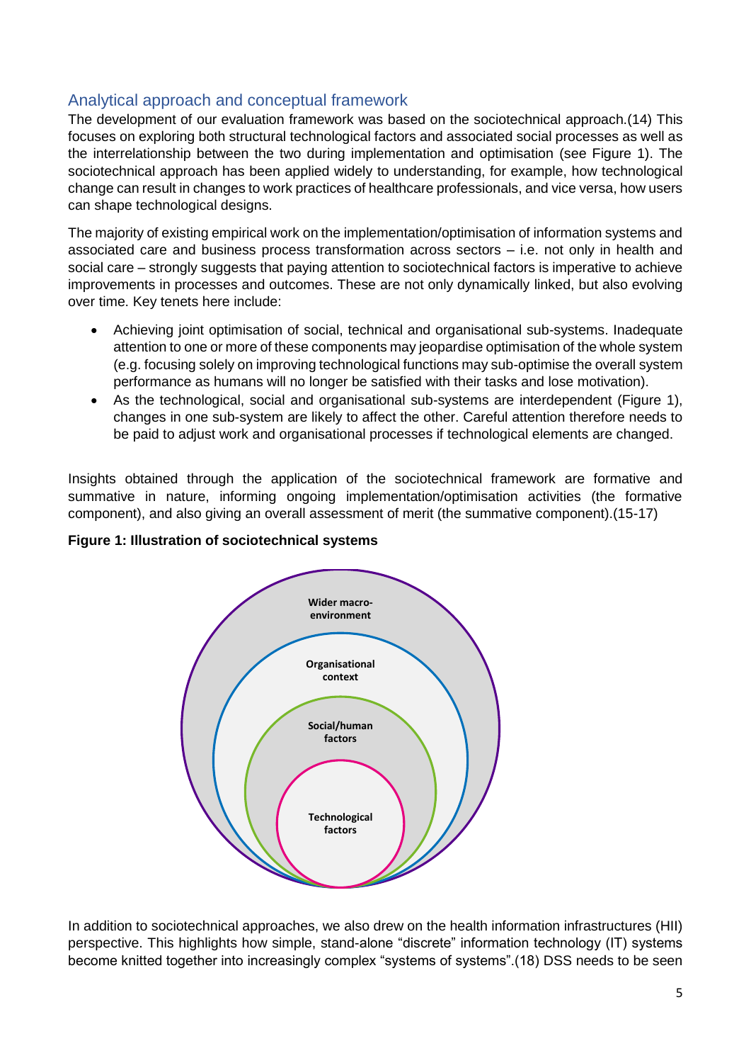## Analytical approach and conceptual framework

The development of our evaluation framework was based on the sociotechnical approach.(14) This focuses on exploring both structural technological factors and associated social processes as well as the interrelationship between the two during implementation and optimisation (see Figure 1). The sociotechnical approach has been applied widely to understanding, for example, how technological change can result in changes to work practices of healthcare professionals, and vice versa, how users can shape technological designs.

The majority of existing empirical work on the implementation/optimisation of information systems and associated care and business process transformation across sectors – i.e. not only in health and social care – strongly suggests that paying attention to sociotechnical factors is imperative to achieve improvements in processes and outcomes. These are not only dynamically linked, but also evolving over time. Key tenets here include:

- Achieving joint optimisation of social, technical and organisational sub-systems. Inadequate attention to one or more of these components may jeopardise optimisation of the whole system (e.g. focusing solely on improving technological functions may sub-optimise the overall system performance as humans will no longer be satisfied with their tasks and lose motivation).
- As the technological, social and organisational sub-systems are interdependent (Figure 1), changes in one sub-system are likely to affect the other. Careful attention therefore needs to be paid to adjust work and organisational processes if technological elements are changed.

Insights obtained through the application of the sociotechnical framework are formative and summative in nature, informing ongoing implementation/optimisation activities (the formative component), and also giving an overall assessment of merit (the summative component).(15-17)

**Figure 1: Illustration of sociotechnical systems**

Wider macro-environment

Organisational context

Social/human factors

Technological factors

In addition to sociotechnical approaches, we also drew on the health information infrastructures (HII) perspective. This highlights how simple, stand-alone "discrete" information technology (IT) systems become knitted together into increasingly complex "systems of systems".(18) DSS needs to be seen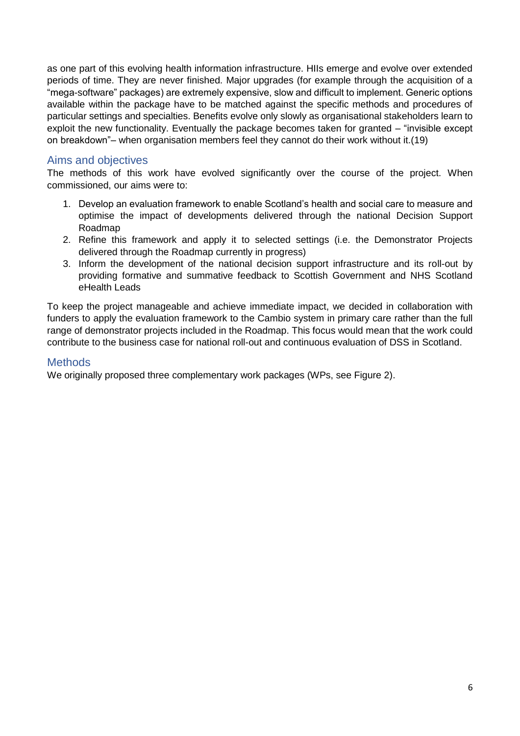as one part of this evolving health information infrastructure. HIIs emerge and evolve over extended periods of time. They are never finished. Major upgrades (for example through the acquisition of a "mega-software" packages) are extremely expensive, slow and difficult to implement. Generic options available within the package have to be matched against the specific methods and procedures of particular settings and specialties. Benefits evolve only slowly as organisational stakeholders learn to exploit the new functionality. Eventually the package becomes taken for granted – "invisible except on breakdown"– when organisation members feel they cannot do their work without it.(19)

## Aims and objectives

The methods of this work have evolved significantly over the course of the project. When commissioned, our aims were to:

1. Develop an evaluation framework to enable Scotland's health and social care to measure and optimise the impact of developments delivered through the national Decision Support Roadmap
2. Refine this framework and apply it to selected settings (i.e. the Demonstrator Projects delivered through the Roadmap currently in progress)
3. Inform the development of the national decision support infrastructure and its roll-out by providing formative and summative feedback to Scottish Government and NHS Scotland eHealth Leads

To keep the project manageable and achieve immediate impact, we decided in collaboration with funders to apply the evaluation framework to the Cambio system in primary care rather than the full range of demonstrator projects included in the Roadmap. This focus would mean that the work could contribute to the business case for national roll-out and continuous evaluation of DSS in Scotland.

## Methods

We originally proposed three complementary work packages (WPs, see Figure 2).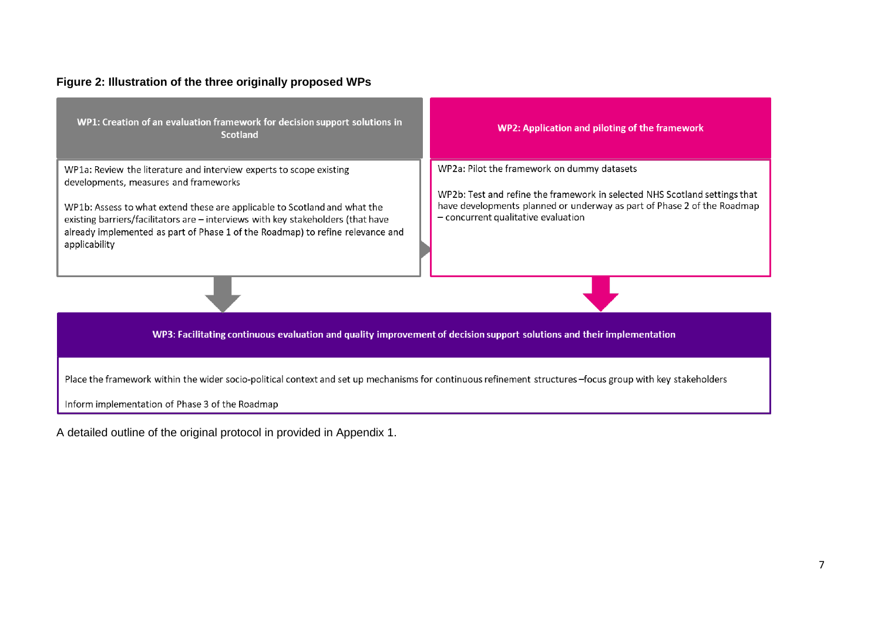**Figure 2: Illustration of the three originally proposed WPs**

**WP1: Creation of an evaluation framework for decision support solutions in Scotland**

WP1a: Review the literature and interview experts to scope existing developments, measures and frameworks

WP1b: Assess to what extend these are applicable to Scotland and what the existing barriers/facilitators are – interviews with key stakeholders (that have already implemented as part of Phase 1 of the Roadmap) to refine relevance and applicability

**WP2: Application and piloting of the framework**

WP2a: Pilot the framework on dummy datasets

WP2b: Test and refine the framework in selected NHS Scotland settings that have developments planned or underway as part of Phase 2 of the Roadmap – concurrent qualitative evaluation

**WP3: Facilitating continuous evaluation and quality improvement of decision support solutions and their implementation**

Place the framework within the wider socio-political context and set up mechanisms for continuous refinement structures –focus group with key stakeholders

Inform implementation of Phase 3 of the Roadmap

A detailed outline of the original protocol in provided in Appendix 1.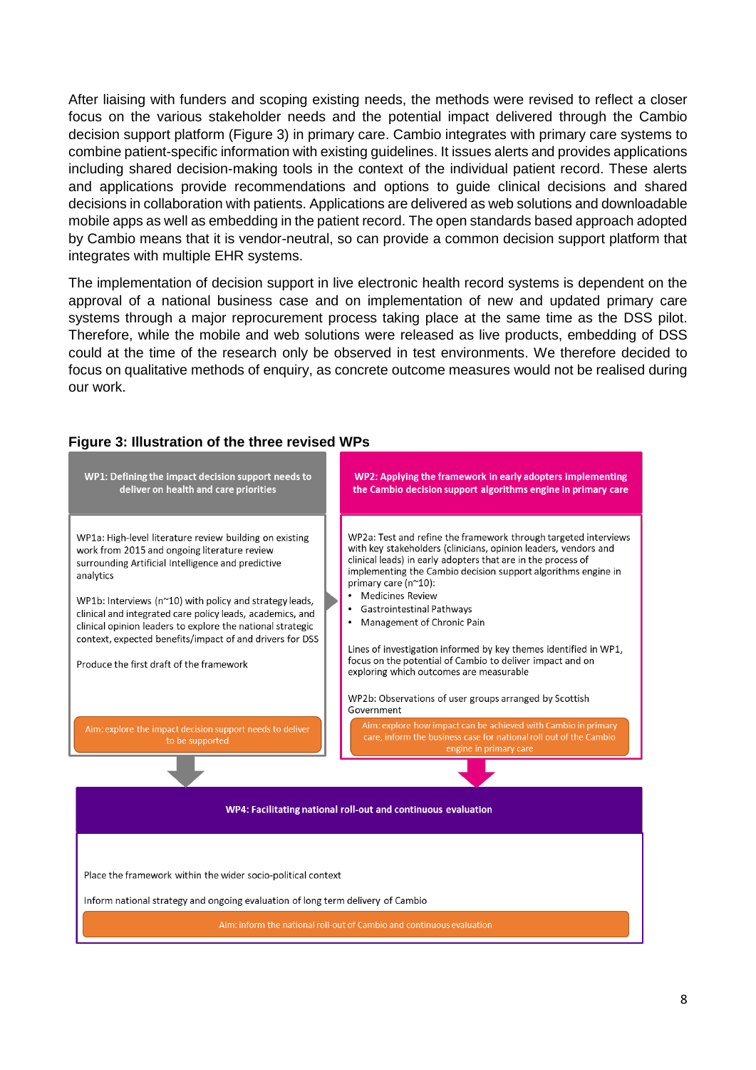After liaising with funders and scoping existing needs, the methods were revised to reflect a closer focus on the various stakeholder needs and the potential impact delivered through the Cambio decision support platform (Figure 3) in primary care. Cambio integrates with primary care systems to combine patient-specific information with existing guidelines. It issues alerts and provides applications including shared decision-making tools in the context of the individual patient record. These alerts and applications provide recommendations and options to guide clinical decisions and shared decisions in collaboration with patients. Applications are delivered as web solutions and downloadable mobile apps as well as embedding in the patient record. The open standards based approach adopted by Cambio means that it is vendor-neutral, so can provide a common decision support platform that integrates with multiple EHR systems.

The implementation of decision support in live electronic health record systems is dependent on the approval of a national business case and on implementation of new and updated primary care systems through a major reprocurement process taking place at the same time as the DSS pilot. Therefore, while the mobile and web solutions were released as live products, embedding of DSS could at the time of the research only be observed in test environments. We therefore decided to focus on qualitative methods of enquiry, as concrete outcome measures would not be realised during our work.

**Figure 3: Illustration of the three revised WPs**

**WP1: Defining the impact decision support needs to deliver on health and care priorities**

WP1a: High-level literature review building on existing work from 2015 and ongoing literature review surrounding Artificial Intelligence and predictive analytics

WP1b: Interviews (n~10) with policy and strategy leads, clinical and integrated care policy leads, academics, and clinical opinion leaders to explore the national strategic context, expected benefits/impact of and drivers for DSS

Produce the first draft of the framework

Aim: explore the impact decision support needs to deliver to be supported

**WP2: Applying the framework in early adopters implementing the Cambio decision support algorithms engine in primary care**

WP2a: Test and refine the framework through targeted interviews with key stakeholders (clinicians, opinion leaders, vendors and clinical leads) in early adopters that are in the process of implementing the Cambio decision support algorithms engine in primary care (n~10):

- Medicines Review
- Gastrointestinal Pathways
- Management of Chronic Pain

Lines of investigation informed by key themes identified in WP1, focus on the potential of Cambio to deliver impact and on exploring which outcomes are measurable

WP2b: Observations of user groups arranged by Scottish Government

Aim: explore how impact can be achieved with Cambio in primary care, inform the business case for national roll out of the Cambio engine in primary care

**WP4: Facilitating national roll-out and continuous evaluation**

Place the framework within the wider socio-political context

Inform national strategy and ongoing evaluation of long term delivery of Cambio

Aim: inform the national roll-out of Cambio and continuous evaluation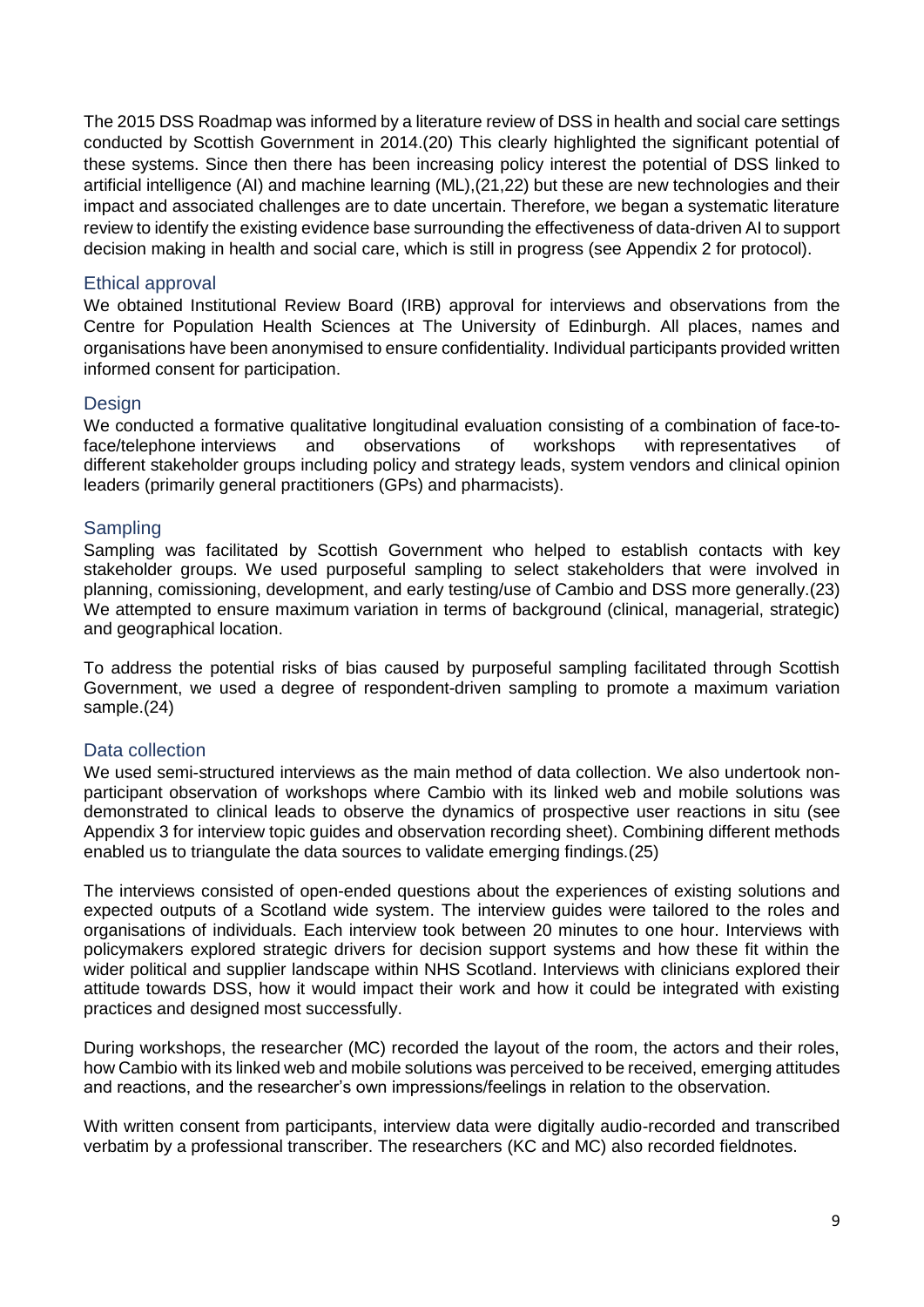The 2015 DSS Roadmap was informed by a literature review of DSS in health and social care settings conducted by Scottish Government in 2014.(20) This clearly highlighted the significant potential of these systems. Since then there has been increasing policy interest the potential of DSS linked to artificial intelligence (AI) and machine learning (ML),(21,22) but these are new technologies and their impact and associated challenges are to date uncertain. Therefore, we began a systematic literature review to identify the existing evidence base surrounding the effectiveness of data-driven AI to support decision making in health and social care, which is still in progress (see Appendix 2 for protocol).

## Ethical approval

We obtained Institutional Review Board (IRB) approval for interviews and observations from the Centre for Population Health Sciences at The University of Edinburgh. All places, names and organisations have been anonymised to ensure confidentiality. Individual participants provided written informed consent for participation.

## Design

We conducted a formative qualitative longitudinal evaluation consisting of a combination of face-to-face/telephone interviews and observations of workshops with representatives of different stakeholder groups including policy and strategy leads, system vendors and clinical opinion leaders (primarily general practitioners (GPs) and pharmacists).

## Sampling

Sampling was facilitated by Scottish Government who helped to establish contacts with key stakeholder groups. We used purposeful sampling to select stakeholders that were involved in planning, comissioning, development, and early testing/use of Cambio and DSS more generally.(23) We attempted to ensure maximum variation in terms of background (clinical, managerial, strategic) and geographical location.

To address the potential risks of bias caused by purposeful sampling facilitated through Scottish Government, we used a degree of respondent-driven sampling to promote a maximum variation sample.(24)

## Data collection

We used semi-structured interviews as the main method of data collection. We also undertook non-participant observation of workshops where Cambio with its linked web and mobile solutions was demonstrated to clinical leads to observe the dynamics of prospective user reactions in situ (see Appendix 3 for interview topic guides and observation recording sheet). Combining different methods enabled us to triangulate the data sources to validate emerging findings.(25)

The interviews consisted of open-ended questions about the experiences of existing solutions and expected outputs of a Scotland wide system. The interview guides were tailored to the roles and organisations of individuals. Each interview took between 20 minutes to one hour. Interviews with policymakers explored strategic drivers for decision support systems and how these fit within the wider political and supplier landscape within NHS Scotland. Interviews with clinicians explored their attitude towards DSS, how it would impact their work and how it could be integrated with existing practices and designed most successfully.

During workshops, the researcher (MC) recorded the layout of the room, the actors and their roles, how Cambio with its linked web and mobile solutions was perceived to be received, emerging attitudes and reactions, and the researcher's own impressions/feelings in relation to the observation.

With written consent from participants, interview data were digitally audio-recorded and transcribed verbatim by a professional transcriber. The researchers (KC and MC) also recorded fieldnotes.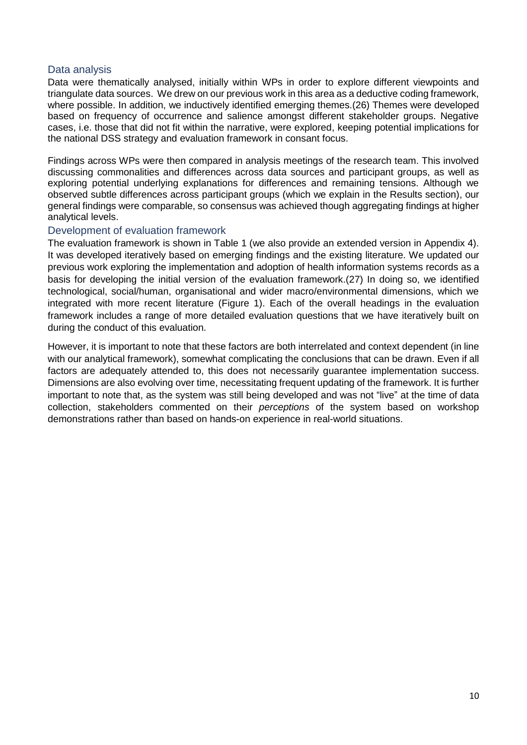## Data analysis

Data were thematically analysed, initially within WPs in order to explore different viewpoints and triangulate data sources. We drew on our previous work in this area as a deductive coding framework, where possible. In addition, we inductively identified emerging themes.(26) Themes were developed based on frequency of occurrence and salience amongst different stakeholder groups. Negative cases, i.e. those that did not fit within the narrative, were explored, keeping potential implications for the national DSS strategy and evaluation framework in consant focus.

Findings across WPs were then compared in analysis meetings of the research team. This involved discussing commonalities and differences across data sources and participant groups, as well as exploring potential underlying explanations for differences and remaining tensions. Although we observed subtle differences across participant groups (which we explain in the Results section), our general findings were comparable, so consensus was achieved though aggregating findings at higher analytical levels.

## Development of evaluation framework

The evaluation framework is shown in Table 1 (we also provide an extended version in Appendix 4). It was developed iteratively based on emerging findings and the existing literature. We updated our previous work exploring the implementation and adoption of health information systems records as a basis for developing the initial version of the evaluation framework.(27) In doing so, we identified technological, social/human, organisational and wider macro/environmental dimensions, which we integrated with more recent literature (Figure 1). Each of the overall headings in the evaluation framework includes a range of more detailed evaluation questions that we have iteratively built on during the conduct of this evaluation.

However, it is important to note that these factors are both interrelated and context dependent (in line with our analytical framework), somewhat complicating the conclusions that can be drawn. Even if all factors are adequately attended to, this does not necessarily guarantee implementation success. Dimensions are also evolving over time, necessitating frequent updating of the framework. It is further important to note that, as the system was still being developed and was not "live" at the time of data collection, stakeholders commented on their *perceptions* of the system based on workshop demonstrations rather than based on hands-on experience in real-world situations.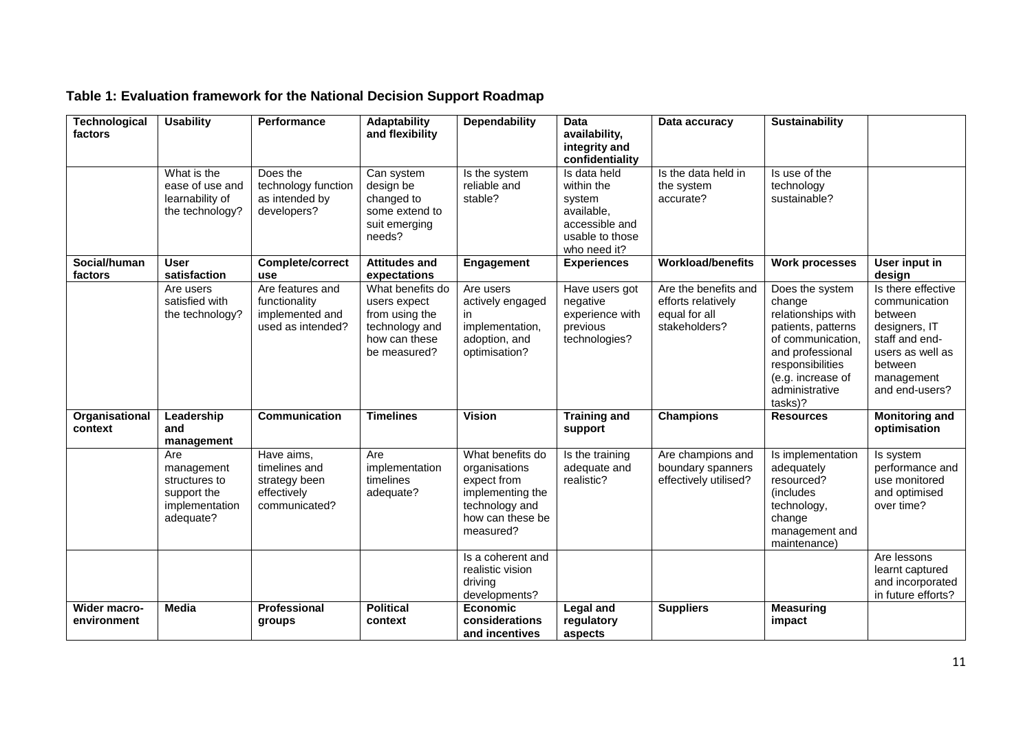**Table 1: Evaluation framework for the National Decision Support Roadmap**

| **Technological factors** | **Usability** | **Performance** | **Adaptability and flexibility** | **Dependability** | **Data availability, integrity and confidentiality** | **Data accuracy** | **Sustainability** | |
|---|---|---|---|---|---|---|---|---|
| | What is the ease of use and learnability of the technology? | Does the technology function as intended by developers? | Can system design be changed to some extend to suit emerging needs? | Is the system reliable and stable? | Is data held within the system available, accessible and usable to those who need it? | Is the data held in the system accurate? | Is use of the technology sustainable? | |
| **Social/human factors** | **User satisfaction** | **Complete/correct use** | **Attitudes and expectations** | **Engagement** | **Experiences** | **Workload/benefits** | **Work processes** | **User input in design** |
| | Are users satisfied with the technology? | Are features and functionality implemented and used as intended? | What benefits do users expect from using the technology and how can these be measured? | Are users actively engaged in implementation, adoption, and optimisation? | Have users got negative experience with previous technologies? | Are the benefits and efforts relatively equal for all stakeholders? | Does the system change relationships with patients, patterns of communication, and professional responsibilities (e.g. increase of administrative tasks)? | Is there effective communication between designers, IT staff and end-users as well as between management and end-users? |
| **Organisational context** | **Leadership and management** | **Communication** | **Timelines** | **Vision** | **Training and support** | **Champions** | **Resources** | **Monitoring and optimisation** |
| | Are management structures to support the implementation adequate? | Have aims, timelines and strategy been effectively communicated? | Are implementation timelines adequate? | What benefits do organisations expect from implementing the technology and how can these be measured? | Is the training adequate and realistic? | Are champions and boundary spanners effectively utilised? | Is implementation adequately resourced? (includes technology, change management and maintenance) | Is system performance and use monitored and optimised over time? |
| | | | | Is a coherent and realistic vision driving developments? | | | | Are lessons learnt captured and incorporated in future efforts? |
| **Wider macro-environment** | **Media** | **Professional groups** | **Political context** | **Economic considerations and incentives** | **Legal and regulatory aspects** | **Suppliers** | **Measuring impact** | |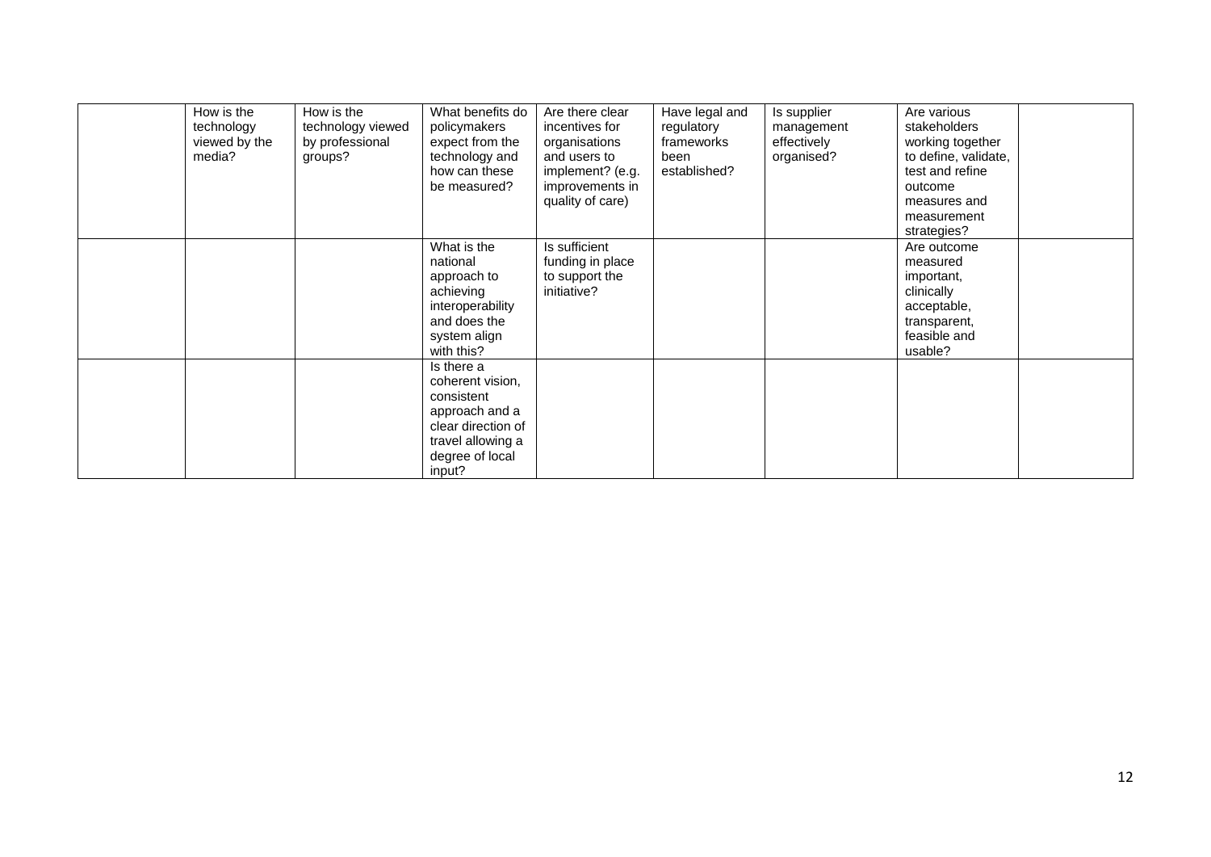| | | | | | | | | |
|---|---|---|---|---|---|---|---|---|
| | How is the technology viewed by the media? | How is the technology viewed by professional groups? | What benefits do policymakers expect from the technology and how can these be measured? | Are there clear incentives for organisations and users to implement? (e.g. improvements in quality of care) | Have legal and regulatory frameworks been established? | Is supplier management effectively organised? | Are various stakeholders working together to define, validate, test and refine outcome measures and measurement strategies? | |
| | | | What is the national approach to achieving interoperability and does the system align with this? | Is sufficient funding in place to support the initiative? | | | Are outcome measured important, clinically acceptable, transparent, feasible and usable? | |
| | | | Is there a coherent vision, consistent approach and a clear direction of travel allowing a degree of local input? | | | | | |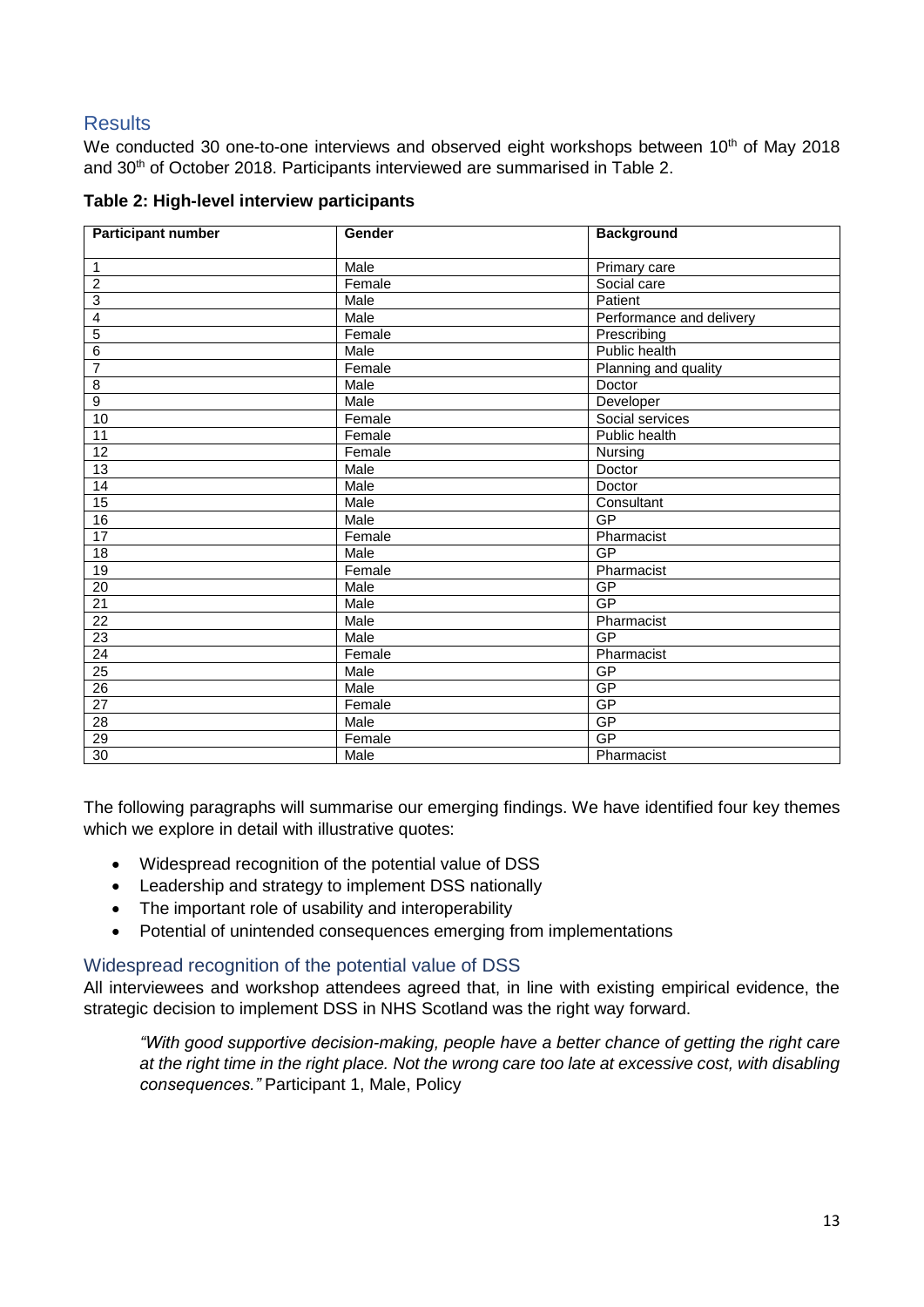## Results

We conducted 30 one-to-one interviews and observed eight workshops between 10th of May 2018 and 30th of October 2018. Participants interviewed are summarised in Table 2.

**Table 2: High-level interview participants**

| Participant number | Gender | Background |
|---|---|---|
| 1 | Male | Primary care |
| 2 | Female | Social care |
| 3 | Male | Patient |
| 4 | Male | Performance and delivery |
| 5 | Female | Prescribing |
| 6 | Male | Public health |
| 7 | Female | Planning and quality |
| 8 | Male | Doctor |
| 9 | Male | Developer |
| 10 | Female | Social services |
| 11 | Female | Public health |
| 12 | Female | Nursing |
| 13 | Male | Doctor |
| 14 | Male | Doctor |
| 15 | Male | Consultant |
| 16 | Male | GP |
| 17 | Female | Pharmacist |
| 18 | Male | GP |
| 19 | Female | Pharmacist |
| 20 | Male | GP |
| 21 | Male | GP |
| 22 | Male | Pharmacist |
| 23 | Male | GP |
| 24 | Female | Pharmacist |
| 25 | Male | GP |
| 26 | Male | GP |
| 27 | Female | GP |
| 28 | Male | GP |
| 29 | Female | GP |
| 30 | Male | Pharmacist |

The following paragraphs will summarise our emerging findings. We have identified four key themes which we explore in detail with illustrative quotes:

- Widespread recognition of the potential value of DSS
- Leadership and strategy to implement DSS nationally
- The important role of usability and interoperability
- Potential of unintended consequences emerging from implementations

### Widespread recognition of the potential value of DSS

All interviewees and workshop attendees agreed that, in line with existing empirical evidence, the strategic decision to implement DSS in NHS Scotland was the right way forward.

> *"With good supportive decision-making, people have a better chance of getting the right care at the right time in the right place. Not the wrong care too late at excessive cost, with disabling consequences."* Participant 1, Male, Policy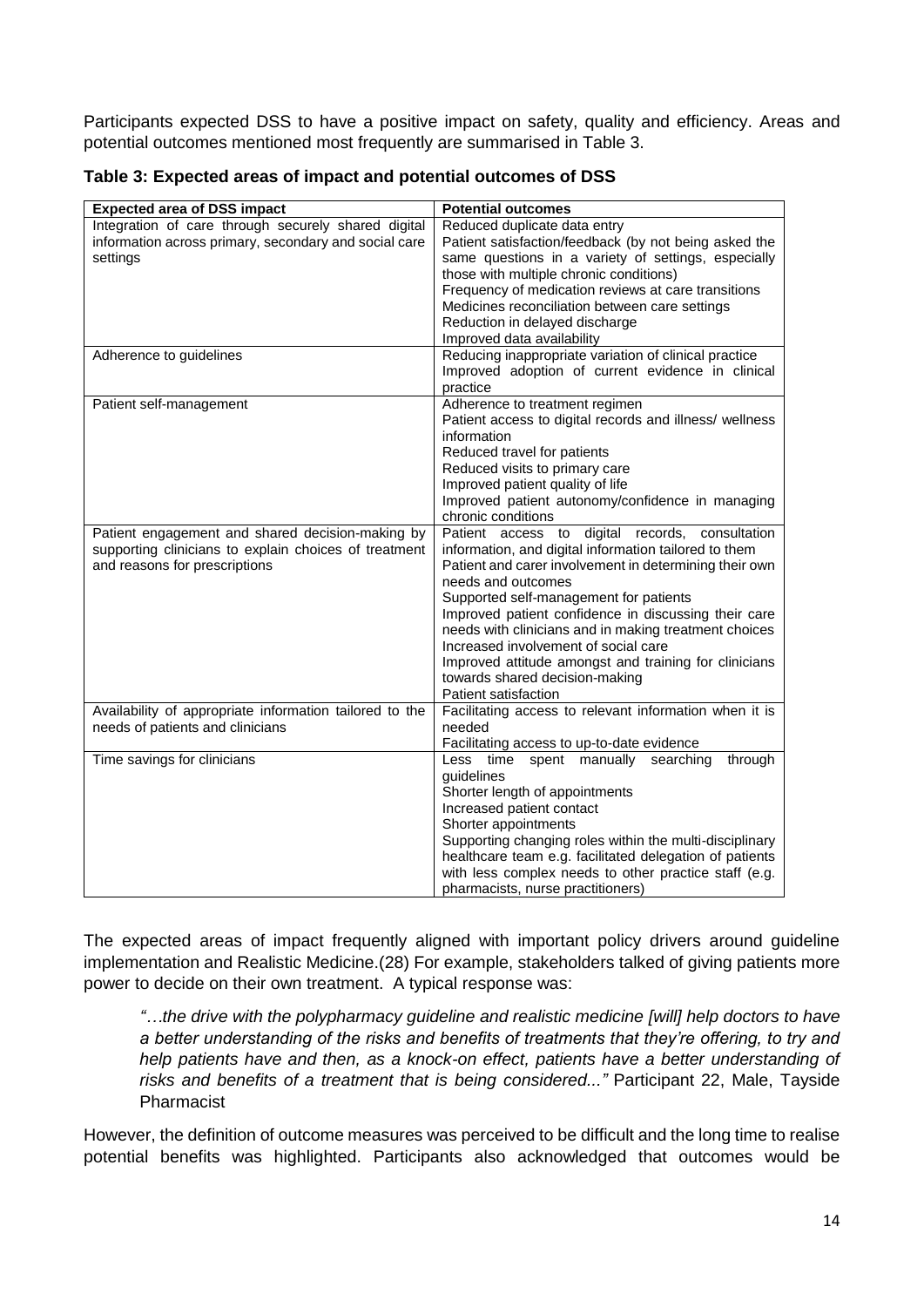Participants expected DSS to have a positive impact on safety, quality and efficiency. Areas and potential outcomes mentioned most frequently are summarised in Table 3.

**Table 3: Expected areas of impact and potential outcomes of DSS**

| Expected area of DSS impact | Potential outcomes |
| --- | --- |
| Integration of care through securely shared digital information across primary, secondary and social care settings | Reduced duplicate data entry<br>Patient satisfaction/feedback (by not being asked the same questions in a variety of settings, especially those with multiple chronic conditions)<br>Frequency of medication reviews at care transitions<br>Medicines reconciliation between care settings<br>Reduction in delayed discharge<br>Improved data availability |
| Adherence to guidelines | Reducing inappropriate variation of clinical practice<br>Improved adoption of current evidence in clinical practice |
| Patient self-management | Adherence to treatment regimen<br>Patient access to digital records and illness/ wellness information<br>Reduced travel for patients<br>Reduced visits to primary care<br>Improved patient quality of life<br>Improved patient autonomy/confidence in managing chronic conditions |
| Patient engagement and shared decision-making by supporting clinicians to explain choices of treatment and reasons for prescriptions | Patient access to digital records, consultation information, and digital information tailored to them<br>Patient and carer involvement in determining their own needs and outcomes<br>Supported self-management for patients<br>Improved patient confidence in discussing their care needs with clinicians and in making treatment choices<br>Increased involvement of social care<br>Improved attitude amongst and training for clinicians towards shared decision-making<br>Patient satisfaction |
| Availability of appropriate information tailored to the needs of patients and clinicians | Facilitating access to relevant information when it is needed<br>Facilitating access to up-to-date evidence |
| Time savings for clinicians | Less time spent manually searching through guidelines<br>Shorter length of appointments<br>Increased patient contact<br>Shorter appointments<br>Supporting changing roles within the multi-disciplinary healthcare team e.g. facilitated delegation of patients with less complex needs to other practice staff (e.g. pharmacists, nurse practitioners) |

The expected areas of impact frequently aligned with important policy drivers around guideline implementation and Realistic Medicine.(28) For example, stakeholders talked of giving patients more power to decide on their own treatment. A typical response was:

> *"…the drive with the polypharmacy guideline and realistic medicine [will] help doctors to have a better understanding of the risks and benefits of treatments that they're offering, to try and help patients have and then, as a knock-on effect, patients have a better understanding of risks and benefits of a treatment that is being considered..."* Participant 22, Male, Tayside Pharmacist

However, the definition of outcome measures was perceived to be difficult and the long time to realise potential benefits was highlighted. Participants also acknowledged that outcomes would be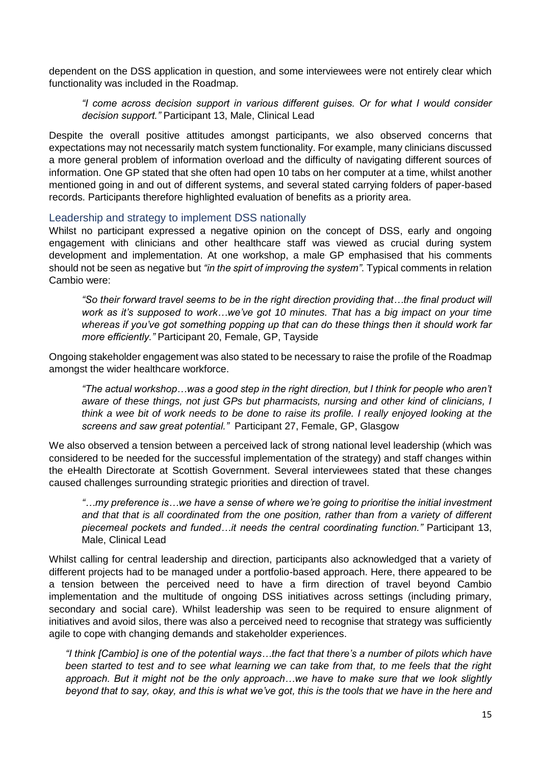dependent on the DSS application in question, and some interviewees were not entirely clear which functionality was included in the Roadmap.

> *"I come across decision support in various different guises. Or for what I would consider decision support."* Participant 13, Male, Clinical Lead

Despite the overall positive attitudes amongst participants, we also observed concerns that expectations may not necessarily match system functionality. For example, many clinicians discussed a more general problem of information overload and the difficulty of navigating different sources of information. One GP stated that she often had open 10 tabs on her computer at a time, whilst another mentioned going in and out of different systems, and several stated carrying folders of paper-based records. Participants therefore highlighted evaluation of benefits as a priority area.

### Leadership and strategy to implement DSS nationally

Whilst no participant expressed a negative opinion on the concept of DSS, early and ongoing engagement with clinicians and other healthcare staff was viewed as crucial during system development and implementation. At one workshop, a male GP emphasised that his comments should not be seen as negative but *"in the spirt of improving the system"*. Typical comments in relation Cambio were:

> *"So their forward travel seems to be in the right direction providing that…the final product will work as it's supposed to work…we've got 10 minutes. That has a big impact on your time whereas if you've got something popping up that can do these things then it should work far more efficiently."* Participant 20, Female, GP, Tayside

Ongoing stakeholder engagement was also stated to be necessary to raise the profile of the Roadmap amongst the wider healthcare workforce.

> *"The actual workshop…was a good step in the right direction, but I think for people who aren't aware of these things, not just GPs but pharmacists, nursing and other kind of clinicians, I think a wee bit of work needs to be done to raise its profile. I really enjoyed looking at the screens and saw great potential."* Participant 27, Female, GP, Glasgow

We also observed a tension between a perceived lack of strong national level leadership (which was considered to be needed for the successful implementation of the strategy) and staff changes within the eHealth Directorate at Scottish Government. Several interviewees stated that these changes caused challenges surrounding strategic priorities and direction of travel.

> *"…my preference is…we have a sense of where we're going to prioritise the initial investment and that that is all coordinated from the one position, rather than from a variety of different piecemeal pockets and funded…it needs the central coordinating function."* Participant 13, Male, Clinical Lead

Whilst calling for central leadership and direction, participants also acknowledged that a variety of different projects had to be managed under a portfolio-based approach. Here, there appeared to be a tension between the perceived need to have a firm direction of travel beyond Cambio implementation and the multitude of ongoing DSS initiatives across settings (including primary, secondary and social care). Whilst leadership was seen to be required to ensure alignment of initiatives and avoid silos, there was also a perceived need to recognise that strategy was sufficiently agile to cope with changing demands and stakeholder experiences.

> *"I think [Cambio] is one of the potential ways…the fact that there's a number of pilots which have been started to test and to see what learning we can take from that, to me feels that the right approach. But it might not be the only approach…we have to make sure that we look slightly beyond that to say, okay, and this is what we've got, this is the tools that we have in the here and*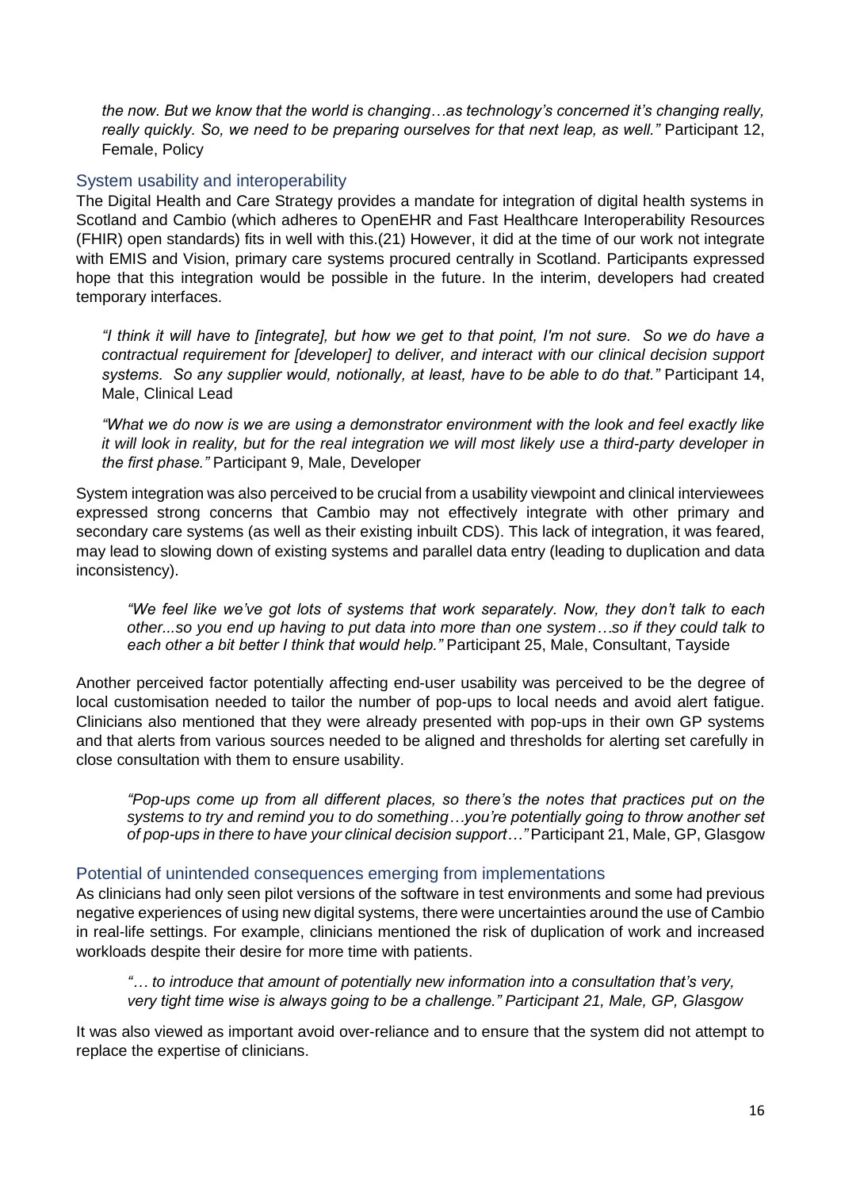*the now. But we know that the world is changing…as technology's concerned it's changing really, really quickly. So, we need to be preparing ourselves for that next leap, as well."* Participant 12, Female, Policy

### System usability and interoperability

The Digital Health and Care Strategy provides a mandate for integration of digital health systems in Scotland and Cambio (which adheres to OpenEHR and Fast Healthcare Interoperability Resources (FHIR) open standards) fits in well with this.(21) However, it did at the time of our work not integrate with EMIS and Vision, primary care systems procured centrally in Scotland. Participants expressed hope that this integration would be possible in the future. In the interim, developers had created temporary interfaces.

> *"I think it will have to [integrate], but how we get to that point, I'm not sure. So we do have a contractual requirement for [developer] to deliver, and interact with our clinical decision support systems. So any supplier would, notionally, at least, have to be able to do that."* Participant 14, Male, Clinical Lead

> *"What we do now is we are using a demonstrator environment with the look and feel exactly like it will look in reality, but for the real integration we will most likely use a third-party developer in the first phase."* Participant 9, Male, Developer

System integration was also perceived to be crucial from a usability viewpoint and clinical interviewees expressed strong concerns that Cambio may not effectively integrate with other primary and secondary care systems (as well as their existing inbuilt CDS). This lack of integration, it was feared, may lead to slowing down of existing systems and parallel data entry (leading to duplication and data inconsistency).

> *"We feel like we've got lots of systems that work separately. Now, they don't talk to each other...so you end up having to put data into more than one system…so if they could talk to each other a bit better I think that would help."* Participant 25, Male, Consultant, Tayside

Another perceived factor potentially affecting end-user usability was perceived to be the degree of local customisation needed to tailor the number of pop-ups to local needs and avoid alert fatigue. Clinicians also mentioned that they were already presented with pop-ups in their own GP systems and that alerts from various sources needed to be aligned and thresholds for alerting set carefully in close consultation with them to ensure usability.

> *"Pop-ups come up from all different places, so there's the notes that practices put on the systems to try and remind you to do something…you're potentially going to throw another set of pop-ups in there to have your clinical decision support…"* Participant 21, Male, GP, Glasgow

### Potential of unintended consequences emerging from implementations

As clinicians had only seen pilot versions of the software in test environments and some had previous negative experiences of using new digital systems, there were uncertainties around the use of Cambio in real-life settings. For example, clinicians mentioned the risk of duplication of work and increased workloads despite their desire for more time with patients.

> *"… to introduce that amount of potentially new information into a consultation that's very, very tight time wise is always going to be a challenge." Participant 21, Male, GP, Glasgow*

It was also viewed as important avoid over-reliance and to ensure that the system did not attempt to replace the expertise of clinicians.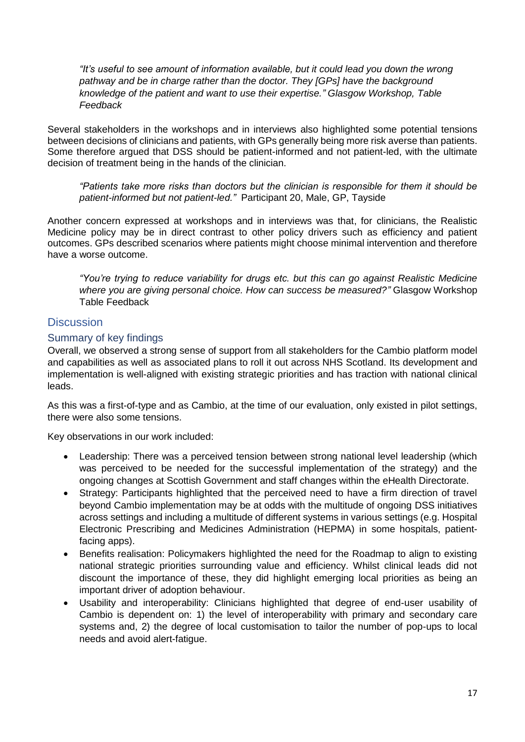> *"It's useful to see amount of information available, but it could lead you down the wrong pathway and be in charge rather than the doctor. They [GPs] have the background knowledge of the patient and want to use their expertise." Glasgow Workshop, Table Feedback*

Several stakeholders in the workshops and in interviews also highlighted some potential tensions between decisions of clinicians and patients, with GPs generally being more risk averse than patients. Some therefore argued that DSS should be patient-informed and not patient-led, with the ultimate decision of treatment being in the hands of the clinician.

> *"Patients take more risks than doctors but the clinician is responsible for them it should be patient-informed but not patient-led."* Participant 20, Male, GP, Tayside

Another concern expressed at workshops and in interviews was that, for clinicians, the Realistic Medicine policy may be in direct contrast to other policy drivers such as efficiency and patient outcomes. GPs described scenarios where patients might choose minimal intervention and therefore have a worse outcome.

> *"You're trying to reduce variability for drugs etc. but this can go against Realistic Medicine where you are giving personal choice. How can success be measured?"* Glasgow Workshop Table Feedback

## Discussion

### Summary of key findings

Overall, we observed a strong sense of support from all stakeholders for the Cambio platform model and capabilities as well as associated plans to roll it out across NHS Scotland. Its development and implementation is well-aligned with existing strategic priorities and has traction with national clinical leads.

As this was a first-of-type and as Cambio, at the time of our evaluation, only existed in pilot settings, there were also some tensions.

Key observations in our work included:

- Leadership: There was a perceived tension between strong national level leadership (which was perceived to be needed for the successful implementation of the strategy) and the ongoing changes at Scottish Government and staff changes within the eHealth Directorate.
- Strategy: Participants highlighted that the perceived need to have a firm direction of travel beyond Cambio implementation may be at odds with the multitude of ongoing DSS initiatives across settings and including a multitude of different systems in various settings (e.g. Hospital Electronic Prescribing and Medicines Administration (HEPMA) in some hospitals, patient-facing apps).
- Benefits realisation: Policymakers highlighted the need for the Roadmap to align to existing national strategic priorities surrounding value and efficiency. Whilst clinical leads did not discount the importance of these, they did highlight emerging local priorities as being an important driver of adoption behaviour.
- Usability and interoperability: Clinicians highlighted that degree of end-user usability of Cambio is dependent on: 1) the level of interoperability with primary and secondary care systems and, 2) the degree of local customisation to tailor the number of pop-ups to local needs and avoid alert-fatigue.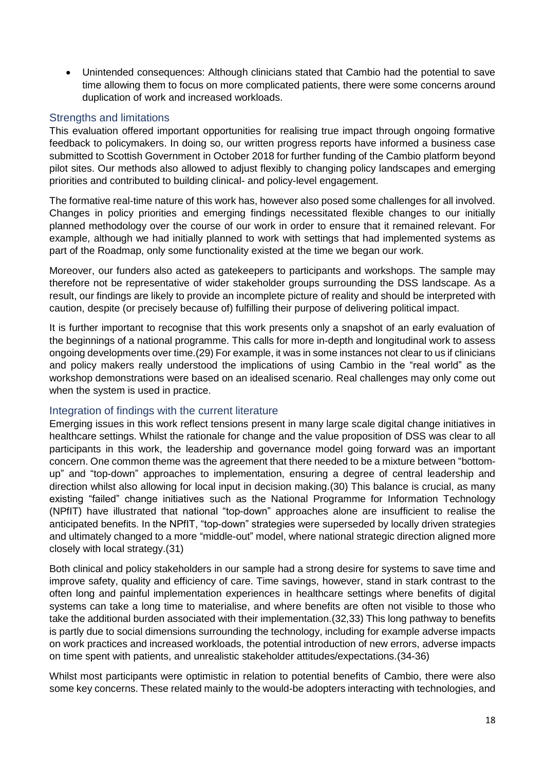- Unintended consequences: Although clinicians stated that Cambio had the potential to save time allowing them to focus on more complicated patients, there were some concerns around duplication of work and increased workloads.

## Strengths and limitations

This evaluation offered important opportunities for realising true impact through ongoing formative feedback to policymakers. In doing so, our written progress reports have informed a business case submitted to Scottish Government in October 2018 for further funding of the Cambio platform beyond pilot sites. Our methods also allowed to adjust flexibly to changing policy landscapes and emerging priorities and contributed to building clinical- and policy-level engagement.

The formative real-time nature of this work has, however also posed some challenges for all involved. Changes in policy priorities and emerging findings necessitated flexible changes to our initially planned methodology over the course of our work in order to ensure that it remained relevant. For example, although we had initially planned to work with settings that had implemented systems as part of the Roadmap, only some functionality existed at the time we began our work.

Moreover, our funders also acted as gatekeepers to participants and workshops. The sample may therefore not be representative of wider stakeholder groups surrounding the DSS landscape. As a result, our findings are likely to provide an incomplete picture of reality and should be interpreted with caution, despite (or precisely because of) fulfilling their purpose of delivering political impact.

It is further important to recognise that this work presents only a snapshot of an early evaluation of the beginnings of a national programme. This calls for more in-depth and longitudinal work to assess ongoing developments over time.(29) For example, it was in some instances not clear to us if clinicians and policy makers really understood the implications of using Cambio in the "real world" as the workshop demonstrations were based on an idealised scenario. Real challenges may only come out when the system is used in practice.

## Integration of findings with the current literature

Emerging issues in this work reflect tensions present in many large scale digital change initiatives in healthcare settings. Whilst the rationale for change and the value proposition of DSS was clear to all participants in this work, the leadership and governance model going forward was an important concern. One common theme was the agreement that there needed to be a mixture between "bottom-up" and "top-down" approaches to implementation, ensuring a degree of central leadership and direction whilst also allowing for local input in decision making.(30) This balance is crucial, as many existing "failed" change initiatives such as the National Programme for Information Technology (NPfIT) have illustrated that national "top-down" approaches alone are insufficient to realise the anticipated benefits. In the NPfIT, "top-down" strategies were superseded by locally driven strategies and ultimately changed to a more "middle-out" model, where national strategic direction aligned more closely with local strategy.(31)

Both clinical and policy stakeholders in our sample had a strong desire for systems to save time and improve safety, quality and efficiency of care. Time savings, however, stand in stark contrast to the often long and painful implementation experiences in healthcare settings where benefits of digital systems can take a long time to materialise, and where benefits are often not visible to those who take the additional burden associated with their implementation.(32,33) This long pathway to benefits is partly due to social dimensions surrounding the technology, including for example adverse impacts on work practices and increased workloads, the potential introduction of new errors, adverse impacts on time spent with patients, and unrealistic stakeholder attitudes/expectations.(34-36)

Whilst most participants were optimistic in relation to potential benefits of Cambio, there were also some key concerns. These related mainly to the would-be adopters interacting with technologies, and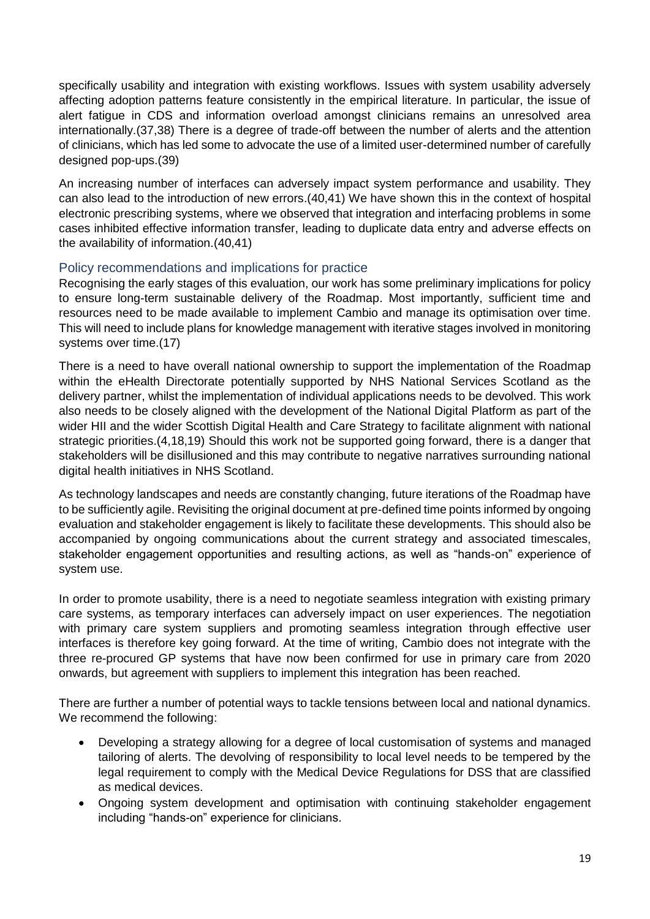specifically usability and integration with existing workflows. Issues with system usability adversely affecting adoption patterns feature consistently in the empirical literature. In particular, the issue of alert fatigue in CDS and information overload amongst clinicians remains an unresolved area internationally.(37,38) There is a degree of trade-off between the number of alerts and the attention of clinicians, which has led some to advocate the use of a limited user-determined number of carefully designed pop-ups.(39)

An increasing number of interfaces can adversely impact system performance and usability. They can also lead to the introduction of new errors.(40,41) We have shown this in the context of hospital electronic prescribing systems, where we observed that integration and interfacing problems in some cases inhibited effective information transfer, leading to duplicate data entry and adverse effects on the availability of information.(40,41)

### Policy recommendations and implications for practice

Recognising the early stages of this evaluation, our work has some preliminary implications for policy to ensure long-term sustainable delivery of the Roadmap. Most importantly, sufficient time and resources need to be made available to implement Cambio and manage its optimisation over time. This will need to include plans for knowledge management with iterative stages involved in monitoring systems over time.(17)

There is a need to have overall national ownership to support the implementation of the Roadmap within the eHealth Directorate potentially supported by NHS National Services Scotland as the delivery partner, whilst the implementation of individual applications needs to be devolved. This work also needs to be closely aligned with the development of the National Digital Platform as part of the wider HII and the wider Scottish Digital Health and Care Strategy to facilitate alignment with national strategic priorities.(4,18,19) Should this work not be supported going forward, there is a danger that stakeholders will be disillusioned and this may contribute to negative narratives surrounding national digital health initiatives in NHS Scotland.

As technology landscapes and needs are constantly changing, future iterations of the Roadmap have to be sufficiently agile. Revisiting the original document at pre-defined time points informed by ongoing evaluation and stakeholder engagement is likely to facilitate these developments. This should also be accompanied by ongoing communications about the current strategy and associated timescales, stakeholder engagement opportunities and resulting actions, as well as "hands-on" experience of system use.

In order to promote usability, there is a need to negotiate seamless integration with existing primary care systems, as temporary interfaces can adversely impact on user experiences. The negotiation with primary care system suppliers and promoting seamless integration through effective user interfaces is therefore key going forward. At the time of writing, Cambio does not integrate with the three re-procured GP systems that have now been confirmed for use in primary care from 2020 onwards, but agreement with suppliers to implement this integration has been reached.

There are further a number of potential ways to tackle tensions between local and national dynamics. We recommend the following:

- Developing a strategy allowing for a degree of local customisation of systems and managed tailoring of alerts. The devolving of responsibility to local level needs to be tempered by the legal requirement to comply with the Medical Device Regulations for DSS that are classified as medical devices.
- Ongoing system development and optimisation with continuing stakeholder engagement including "hands-on" experience for clinicians.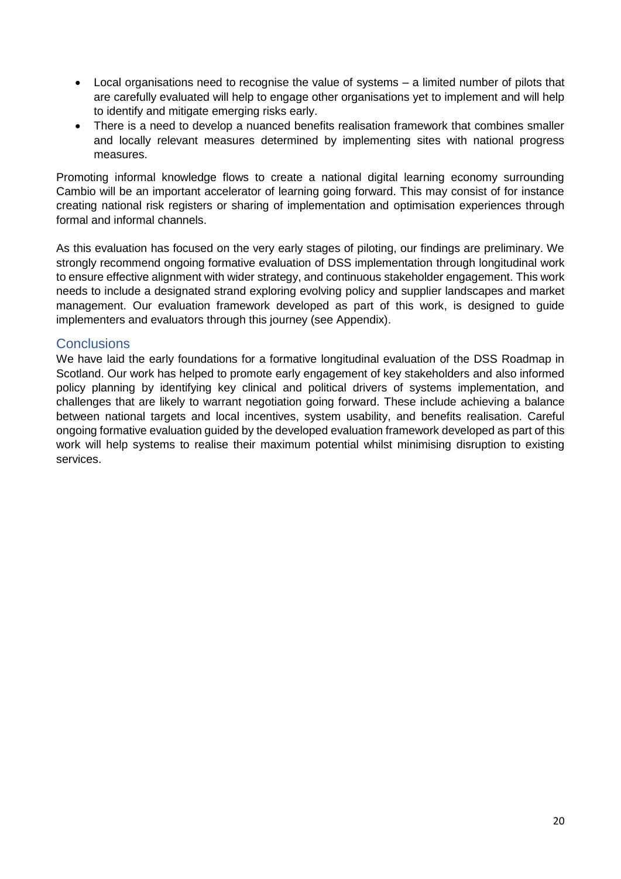- Local organisations need to recognise the value of systems – a limited number of pilots that are carefully evaluated will help to engage other organisations yet to implement and will help to identify and mitigate emerging risks early.
- There is a need to develop a nuanced benefits realisation framework that combines smaller and locally relevant measures determined by implementing sites with national progress measures.

Promoting informal knowledge flows to create a national digital learning economy surrounding Cambio will be an important accelerator of learning going forward. This may consist of for instance creating national risk registers or sharing of implementation and optimisation experiences through formal and informal channels.

As this evaluation has focused on the very early stages of piloting, our findings are preliminary. We strongly recommend ongoing formative evaluation of DSS implementation through longitudinal work to ensure effective alignment with wider strategy, and continuous stakeholder engagement. This work needs to include a designated strand exploring evolving policy and supplier landscapes and market management. Our evaluation framework developed as part of this work, is designed to guide implementers and evaluators through this journey (see Appendix).

## Conclusions

We have laid the early foundations for a formative longitudinal evaluation of the DSS Roadmap in Scotland. Our work has helped to promote early engagement of key stakeholders and also informed policy planning by identifying key clinical and political drivers of systems implementation, and challenges that are likely to warrant negotiation going forward. These include achieving a balance between national targets and local incentives, system usability, and benefits realisation. Careful ongoing formative evaluation guided by the developed evaluation framework developed as part of this work will help systems to realise their maximum potential whilst minimising disruption to existing services.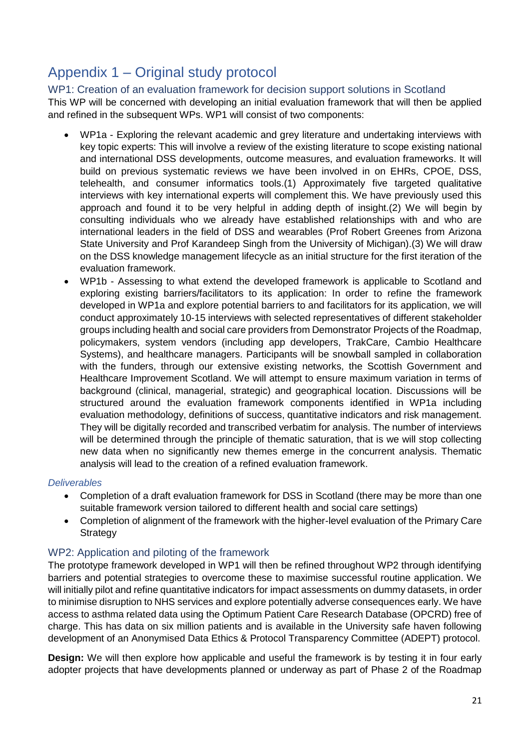# Appendix 1 – Original study protocol

## WP1: Creation of an evaluation framework for decision support solutions in Scotland

This WP will be concerned with developing an initial evaluation framework that will then be applied and refined in the subsequent WPs. WP1 will consist of two components:

- WP1a - Exploring the relevant academic and grey literature and undertaking interviews with key topic experts: This will involve a review of the existing literature to scope existing national and international DSS developments, outcome measures, and evaluation frameworks. It will build on previous systematic reviews we have been involved in on EHRs, CPOE, DSS, telehealth, and consumer informatics tools.(1) Approximately five targeted qualitative interviews with key international experts will complement this. We have previously used this approach and found it to be very helpful in adding depth of insight.(2) We will begin by consulting individuals who we already have established relationships with and who are international leaders in the field of DSS and wearables (Prof Robert Greenes from Arizona State University and Prof Karandeep Singh from the University of Michigan).(3) We will draw on the DSS knowledge management lifecycle as an initial structure for the first iteration of the evaluation framework.
- WP1b - Assessing to what extend the developed framework is applicable to Scotland and exploring existing barriers/facilitators to its application: In order to refine the framework developed in WP1a and explore potential barriers to and facilitators for its application, we will conduct approximately 10-15 interviews with selected representatives of different stakeholder groups including health and social care providers from Demonstrator Projects of the Roadmap, policymakers, system vendors (including app developers, TrakCare, Cambio Healthcare Systems), and healthcare managers. Participants will be snowball sampled in collaboration with the funders, through our extensive existing networks, the Scottish Government and Healthcare Improvement Scotland. We will attempt to ensure maximum variation in terms of background (clinical, managerial, strategic) and geographical location. Discussions will be structured around the evaluation framework components identified in WP1a including evaluation methodology, definitions of success, quantitative indicators and risk management. They will be digitally recorded and transcribed verbatim for analysis. The number of interviews will be determined through the principle of thematic saturation, that is we will stop collecting new data when no significantly new themes emerge in the concurrent analysis. Thematic analysis will lead to the creation of a refined evaluation framework.

### *Deliverables*

- Completion of a draft evaluation framework for DSS in Scotland (there may be more than one suitable framework version tailored to different health and social care settings)
- Completion of alignment of the framework with the higher-level evaluation of the Primary Care Strategy

## WP2: Application and piloting of the framework

The prototype framework developed in WP1 will then be refined throughout WP2 through identifying barriers and potential strategies to overcome these to maximise successful routine application. We will initially pilot and refine quantitative indicators for impact assessments on dummy datasets, in order to minimise disruption to NHS services and explore potentially adverse consequences early. We have access to asthma related data using the Optimum Patient Care Research Database (OPCRD) free of charge. This has data on six million patients and is available in the University safe haven following development of an Anonymised Data Ethics & Protocol Transparency Committee (ADEPT) protocol.

**Design:** We will then explore how applicable and useful the framework is by testing it in four early adopter projects that have developments planned or underway as part of Phase 2 of the Roadmap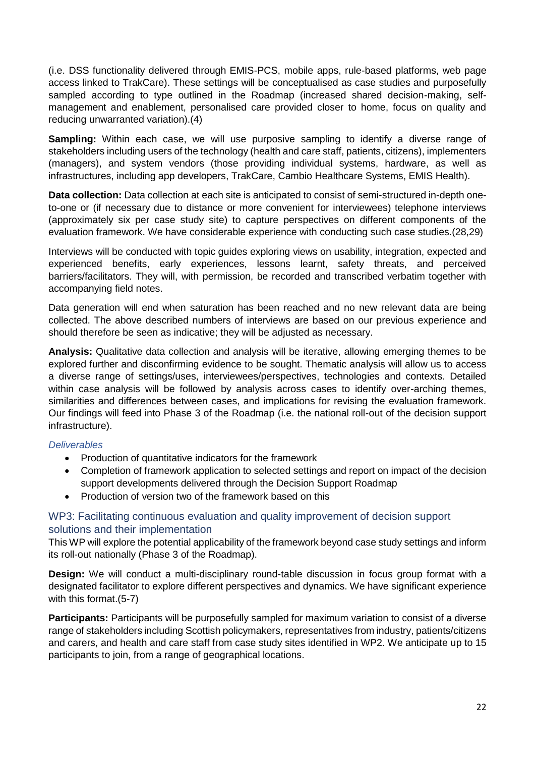(i.e. DSS functionality delivered through EMIS-PCS, mobile apps, rule-based platforms, web page access linked to TrakCare). These settings will be conceptualised as case studies and purposefully sampled according to type outlined in the Roadmap (increased shared decision-making, self-management and enablement, personalised care provided closer to home, focus on quality and reducing unwarranted variation).(4)

**Sampling:** Within each case, we will use purposive sampling to identify a diverse range of stakeholders including users of the technology (health and care staff, patients, citizens), implementers (managers), and system vendors (those providing individual systems, hardware, as well as infrastructures, including app developers, TrakCare, Cambio Healthcare Systems, EMIS Health).

**Data collection:** Data collection at each site is anticipated to consist of semi-structured in-depth one-to-one or (if necessary due to distance or more convenient for interviewees) telephone interviews (approximately six per case study site) to capture perspectives on different components of the evaluation framework. We have considerable experience with conducting such case studies.(28,29)

Interviews will be conducted with topic guides exploring views on usability, integration, expected and experienced benefits, early experiences, lessons learnt, safety threats, and perceived barriers/facilitators. They will, with permission, be recorded and transcribed verbatim together with accompanying field notes.

Data generation will end when saturation has been reached and no new relevant data are being collected. The above described numbers of interviews are based on our previous experience and should therefore be seen as indicative; they will be adjusted as necessary.

**Analysis:** Qualitative data collection and analysis will be iterative, allowing emerging themes to be explored further and disconfirming evidence to be sought. Thematic analysis will allow us to access a diverse range of settings/uses, interviewees/perspectives, technologies and contexts. Detailed within case analysis will be followed by analysis across cases to identify over-arching themes, similarities and differences between cases, and implications for revising the evaluation framework. Our findings will feed into Phase 3 of the Roadmap (i.e. the national roll-out of the decision support infrastructure).

*Deliverables*

- Production of quantitative indicators for the framework
- Completion of framework application to selected settings and report on impact of the decision support developments delivered through the Decision Support Roadmap
- Production of version two of the framework based on this

### WP3: Facilitating continuous evaluation and quality improvement of decision support solutions and their implementation

This WP will explore the potential applicability of the framework beyond case study settings and inform its roll-out nationally (Phase 3 of the Roadmap).

**Design:** We will conduct a multi-disciplinary round-table discussion in focus group format with a designated facilitator to explore different perspectives and dynamics. We have significant experience with this format.(5-7)

**Participants:** Participants will be purposefully sampled for maximum variation to consist of a diverse range of stakeholders including Scottish policymakers, representatives from industry, patients/citizens and carers, and health and care staff from case study sites identified in WP2. We anticipate up to 15 participants to join, from a range of geographical locations.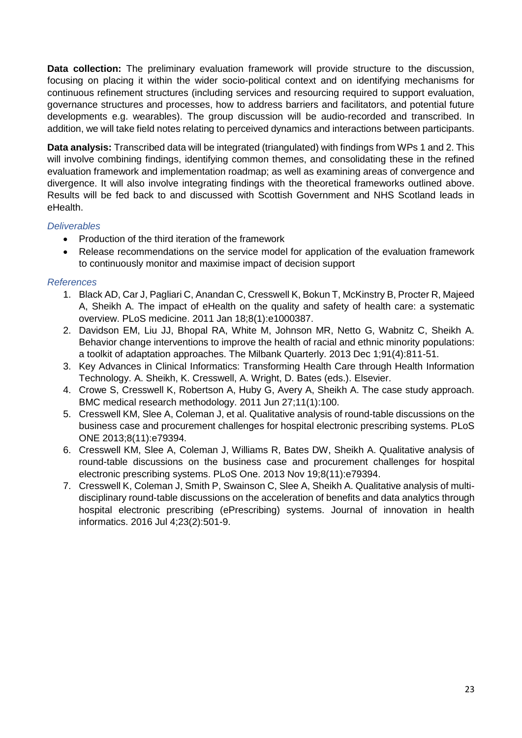**Data collection:** The preliminary evaluation framework will provide structure to the discussion, focusing on placing it within the wider socio-political context and on identifying mechanisms for continuous refinement structures (including services and resourcing required to support evaluation, governance structures and processes, how to address barriers and facilitators, and potential future developments e.g. wearables). The group discussion will be audio-recorded and transcribed. In addition, we will take field notes relating to perceived dynamics and interactions between participants.

**Data analysis:** Transcribed data will be integrated (triangulated) with findings from WPs 1 and 2. This will involve combining findings, identifying common themes, and consolidating these in the refined evaluation framework and implementation roadmap; as well as examining areas of convergence and divergence. It will also involve integrating findings with the theoretical frameworks outlined above. Results will be fed back to and discussed with Scottish Government and NHS Scotland leads in eHealth.

*Deliverables*

- Production of the third iteration of the framework
- Release recommendations on the service model for application of the evaluation framework to continuously monitor and maximise impact of decision support

*References*

1. Black AD, Car J, Pagliari C, Anandan C, Cresswell K, Bokun T, McKinstry B, Procter R, Majeed A, Sheikh A. The impact of eHealth on the quality and safety of health care: a systematic overview. PLoS medicine. 2011 Jan 18;8(1):e1000387.
2. Davidson EM, Liu JJ, Bhopal RA, White M, Johnson MR, Netto G, Wabnitz C, Sheikh A. Behavior change interventions to improve the health of racial and ethnic minority populations: a toolkit of adaptation approaches. The Milbank Quarterly. 2013 Dec 1;91(4):811-51.
3. Key Advances in Clinical Informatics: Transforming Health Care through Health Information Technology. A. Sheikh, K. Cresswell, A. Wright, D. Bates (eds.). Elsevier.
4. Crowe S, Cresswell K, Robertson A, Huby G, Avery A, Sheikh A. The case study approach. BMC medical research methodology. 2011 Jun 27;11(1):100.
5. Cresswell KM, Slee A, Coleman J, et al. Qualitative analysis of round-table discussions on the business case and procurement challenges for hospital electronic prescribing systems. PLoS ONE 2013;8(11):e79394.
6. Cresswell KM, Slee A, Coleman J, Williams R, Bates DW, Sheikh A. Qualitative analysis of round-table discussions on the business case and procurement challenges for hospital electronic prescribing systems. PLoS One. 2013 Nov 19;8(11):e79394.
7. Cresswell K, Coleman J, Smith P, Swainson C, Slee A, Sheikh A. Qualitative analysis of multi-disciplinary round-table discussions on the acceleration of benefits and data analytics through hospital electronic prescribing (ePrescribing) systems. Journal of innovation in health informatics. 2016 Jul 4;23(2):501-9.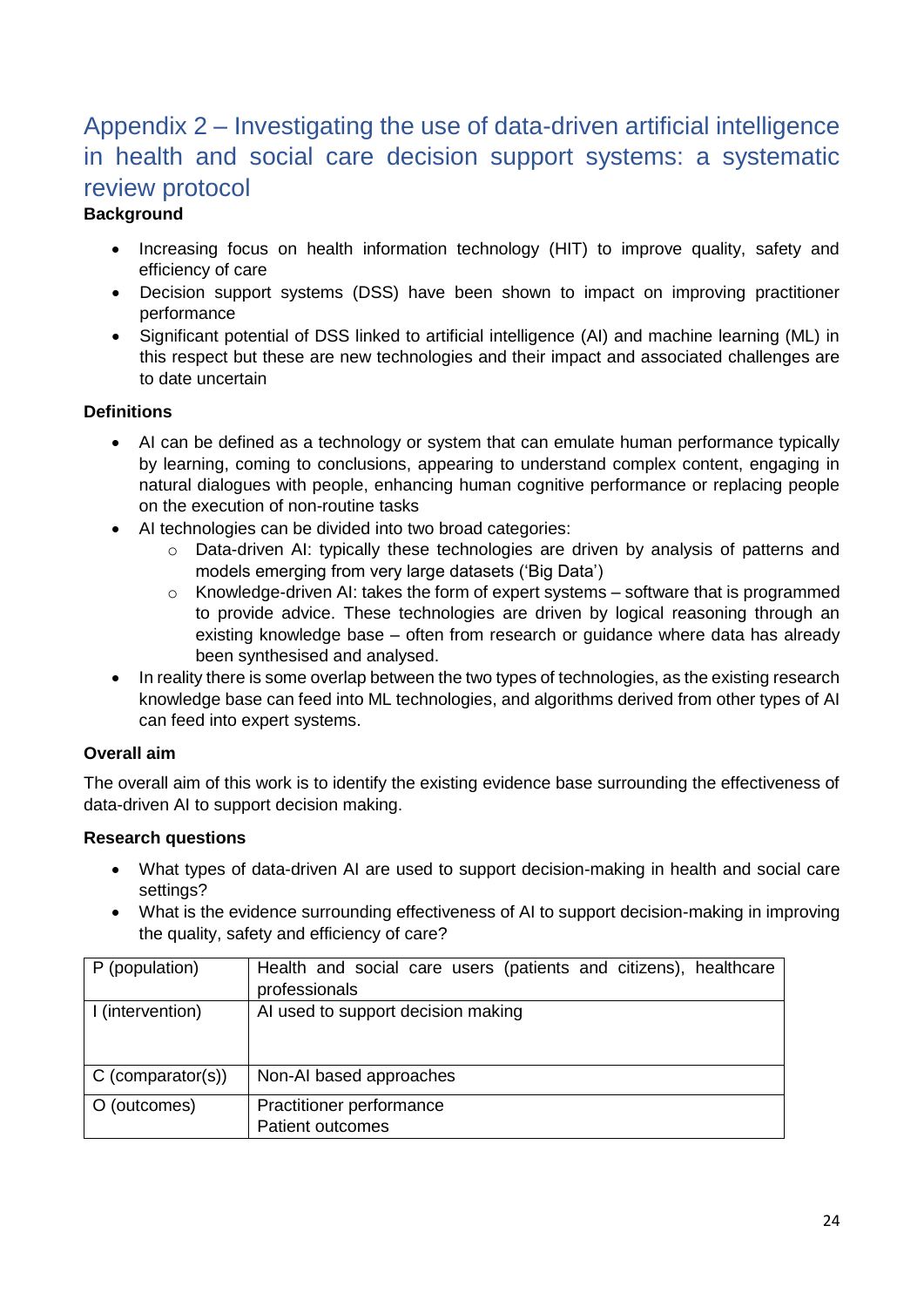# Appendix 2 – Investigating the use of data-driven artificial intelligence in health and social care decision support systems: a systematic review protocol

**Background**

- Increasing focus on health information technology (HIT) to improve quality, safety and efficiency of care
- Decision support systems (DSS) have been shown to impact on improving practitioner performance
- Significant potential of DSS linked to artificial intelligence (AI) and machine learning (ML) in this respect but these are new technologies and their impact and associated challenges are to date uncertain

**Definitions**

- AI can be defined as a technology or system that can emulate human performance typically by learning, coming to conclusions, appearing to understand complex content, engaging in natural dialogues with people, enhancing human cognitive performance or replacing people on the execution of non-routine tasks
- AI technologies can be divided into two broad categories:
  - Data-driven AI: typically these technologies are driven by analysis of patterns and models emerging from very large datasets ('Big Data')
  - Knowledge-driven AI: takes the form of expert systems – software that is programmed to provide advice. These technologies are driven by logical reasoning through an existing knowledge base – often from research or guidance where data has already been synthesised and analysed.
- In reality there is some overlap between the two types of technologies, as the existing research knowledge base can feed into ML technologies, and algorithms derived from other types of AI can feed into expert systems.

**Overall aim**

The overall aim of this work is to identify the existing evidence base surrounding the effectiveness of data-driven AI to support decision making.

**Research questions**

- What types of data-driven AI are used to support decision-making in health and social care settings?
- What is the evidence surrounding effectiveness of AI to support decision-making in improving the quality, safety and efficiency of care?

| | |
|---|---|
| P (population) | Health and social care users (patients and citizens), healthcare professionals |
| I (intervention) | AI used to support decision making |
| C (comparator(s)) | Non-AI based approaches |
| O (outcomes) | Practitioner performance<br>Patient outcomes |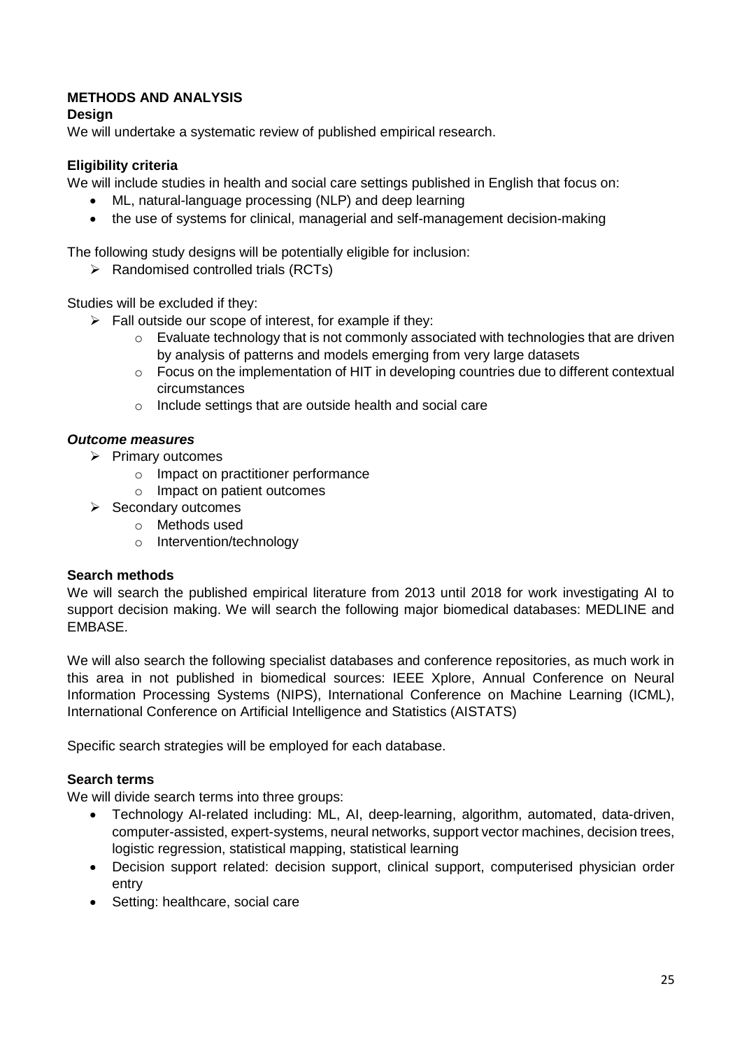## METHODS AND ANALYSIS

### Design

We will undertake a systematic review of published empirical research.

### Eligibility criteria

We will include studies in health and social care settings published in English that focus on:

- ML, natural-language processing (NLP) and deep learning
- the use of systems for clinical, managerial and self-management decision-making

The following study designs will be potentially eligible for inclusion:

- Randomised controlled trials (RCTs)

Studies will be excluded if they:

- Fall outside our scope of interest, for example if they:
  - Evaluate technology that is not commonly associated with technologies that are driven by analysis of patterns and models emerging from very large datasets
  - Focus on the implementation of HIT in developing countries due to different contextual circumstances
  - Include settings that are outside health and social care

#### *Outcome measures*

- Primary outcomes
  - Impact on practitioner performance
  - Impact on patient outcomes
- Secondary outcomes
  - Methods used
  - Intervention/technology

### Search methods

We will search the published empirical literature from 2013 until 2018 for work investigating AI to support decision making. We will search the following major biomedical databases: MEDLINE and EMBASE.

We will also search the following specialist databases and conference repositories, as much work in this area in not published in biomedical sources: IEEE Xplore, Annual Conference on Neural Information Processing Systems (NIPS), International Conference on Machine Learning (ICML), International Conference on Artificial Intelligence and Statistics (AISTATS)

Specific search strategies will be employed for each database.

### Search terms

We will divide search terms into three groups:

- Technology AI-related including: ML, AI, deep-learning, algorithm, automated, data-driven, computer-assisted, expert-systems, neural networks, support vector machines, decision trees, logistic regression, statistical mapping, statistical learning
- Decision support related: decision support, clinical support, computerised physician order entry
- Setting: healthcare, social care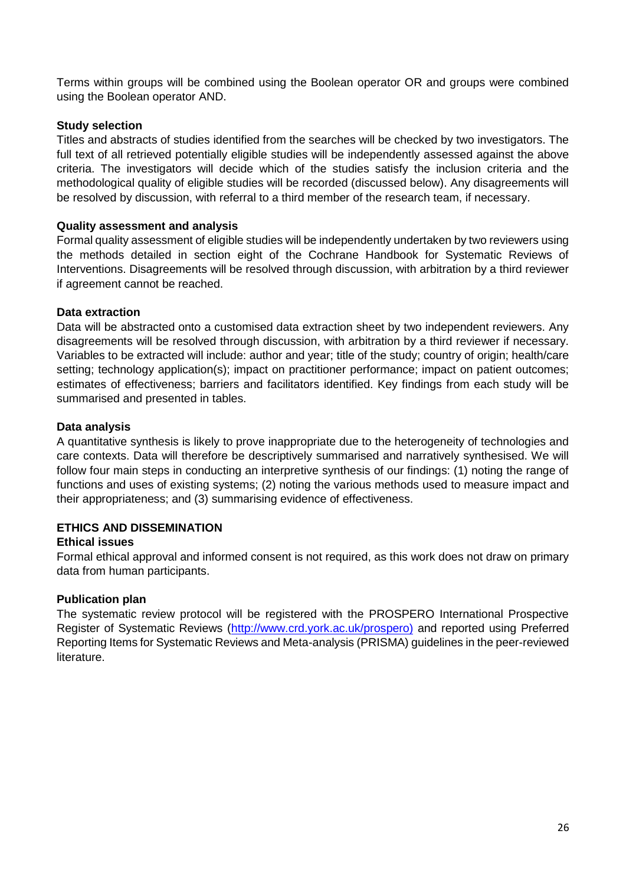Terms within groups will be combined using the Boolean operator OR and groups were combined using the Boolean operator AND.

**Study selection**

Titles and abstracts of studies identified from the searches will be checked by two investigators. The full text of all retrieved potentially eligible studies will be independently assessed against the above criteria. The investigators will decide which of the studies satisfy the inclusion criteria and the methodological quality of eligible studies will be recorded (discussed below). Any disagreements will be resolved by discussion, with referral to a third member of the research team, if necessary.

**Quality assessment and analysis**

Formal quality assessment of eligible studies will be independently undertaken by two reviewers using the methods detailed in section eight of the Cochrane Handbook for Systematic Reviews of Interventions. Disagreements will be resolved through discussion, with arbitration by a third reviewer if agreement cannot be reached.

**Data extraction**

Data will be abstracted onto a customised data extraction sheet by two independent reviewers. Any disagreements will be resolved through discussion, with arbitration by a third reviewer if necessary. Variables to be extracted will include: author and year; title of the study; country of origin; health/care setting; technology application(s); impact on practitioner performance; impact on patient outcomes; estimates of effectiveness; barriers and facilitators identified. Key findings from each study will be summarised and presented in tables.

**Data analysis**

A quantitative synthesis is likely to prove inappropriate due to the heterogeneity of technologies and care contexts. Data will therefore be descriptively summarised and narratively synthesised. We will follow four main steps in conducting an interpretive synthesis of our findings: (1) noting the range of functions and uses of existing systems; (2) noting the various methods used to measure impact and their appropriateness; and (3) summarising evidence of effectiveness.

**ETHICS AND DISSEMINATION**

**Ethical issues**

Formal ethical approval and informed consent is not required, as this work does not draw on primary data from human participants.

**Publication plan**

The systematic review protocol will be registered with the PROSPERO International Prospective Register of Systematic Reviews (http://www.crd.york.ac.uk/prospero) and reported using Preferred Reporting Items for Systematic Reviews and Meta-analysis (PRISMA) guidelines in the peer-reviewed literature.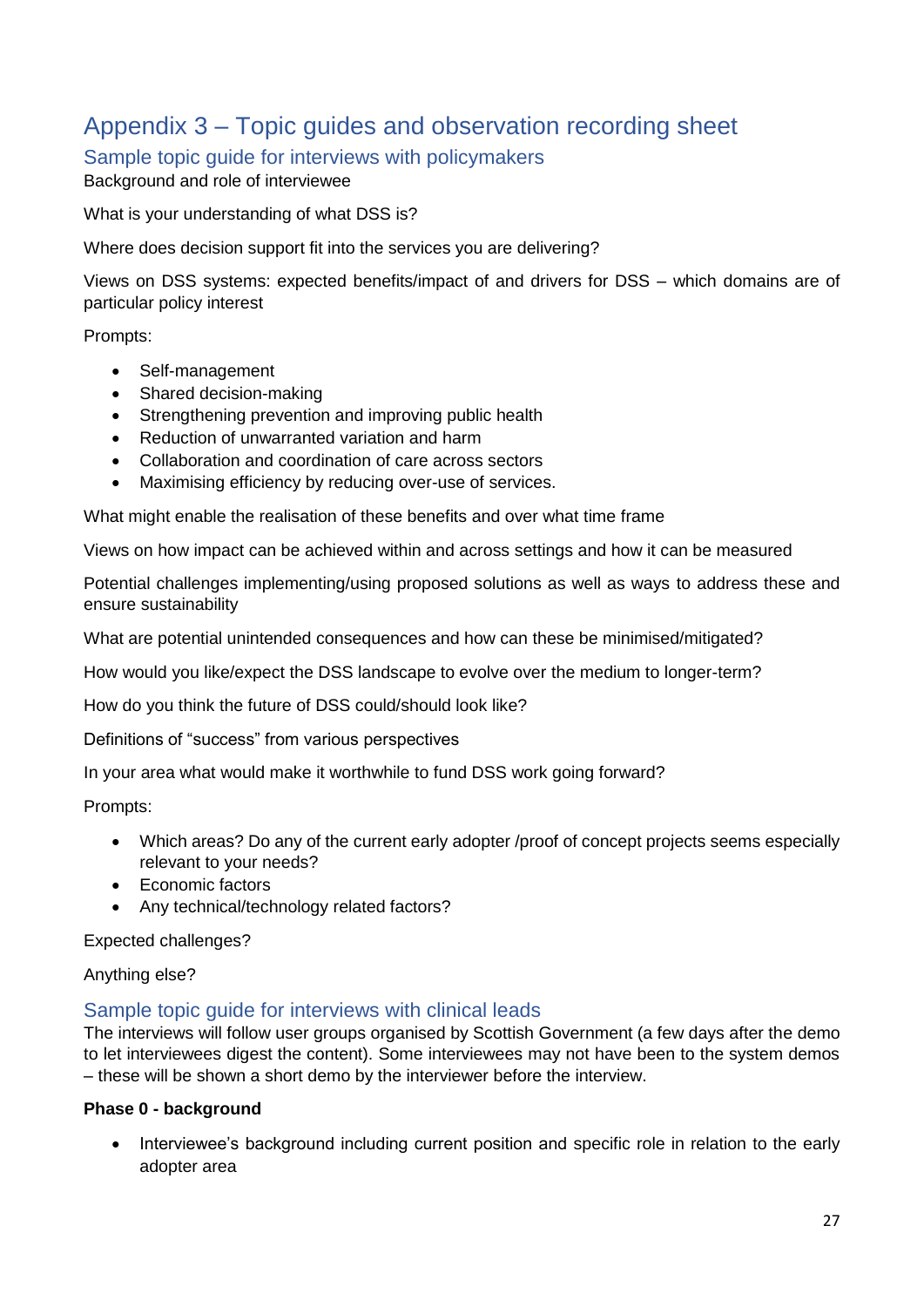# Appendix 3 – Topic guides and observation recording sheet

## Sample topic guide for interviews with policymakers

Background and role of interviewee

What is your understanding of what DSS is?

Where does decision support fit into the services you are delivering?

Views on DSS systems: expected benefits/impact of and drivers for DSS – which domains are of particular policy interest

Prompts:

- Self-management
- Shared decision-making
- Strengthening prevention and improving public health
- Reduction of unwarranted variation and harm
- Collaboration and coordination of care across sectors
- Maximising efficiency by reducing over-use of services.

What might enable the realisation of these benefits and over what time frame

Views on how impact can be achieved within and across settings and how it can be measured

Potential challenges implementing/using proposed solutions as well as ways to address these and ensure sustainability

What are potential unintended consequences and how can these be minimised/mitigated?

How would you like/expect the DSS landscape to evolve over the medium to longer-term?

How do you think the future of DSS could/should look like?

Definitions of "success" from various perspectives

In your area what would make it worthwhile to fund DSS work going forward?

Prompts:

- Which areas? Do any of the current early adopter /proof of concept projects seems especially relevant to your needs?
- Economic factors
- Any technical/technology related factors?

Expected challenges?

Anything else?

## Sample topic guide for interviews with clinical leads

The interviews will follow user groups organised by Scottish Government (a few days after the demo to let interviewees digest the content). Some interviewees may not have been to the system demos – these will be shown a short demo by the interviewer before the interview.

**Phase 0 - background**

- Interviewee's background including current position and specific role in relation to the early adopter area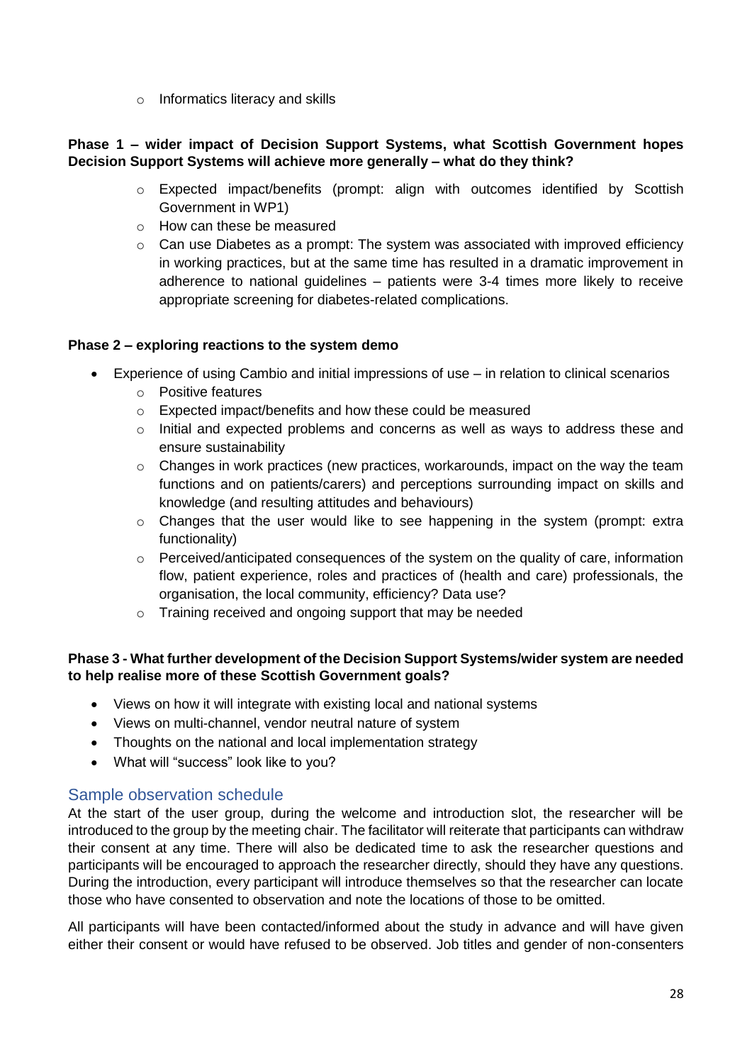- Informatics literacy and skills

**Phase 1 – wider impact of Decision Support Systems, what Scottish Government hopes Decision Support Systems will achieve more generally – what do they think?**

  - Expected impact/benefits (prompt: align with outcomes identified by Scottish Government in WP1)
  - How can these be measured
  - Can use Diabetes as a prompt: The system was associated with improved efficiency in working practices, but at the same time has resulted in a dramatic improvement in adherence to national guidelines – patients were 3-4 times more likely to receive appropriate screening for diabetes-related complications.

**Phase 2 – exploring reactions to the system demo**

- Experience of using Cambio and initial impressions of use – in relation to clinical scenarios
  - Positive features
  - Expected impact/benefits and how these could be measured
  - Initial and expected problems and concerns as well as ways to address these and ensure sustainability
  - Changes in work practices (new practices, workarounds, impact on the way the team functions and on patients/carers) and perceptions surrounding impact on skills and knowledge (and resulting attitudes and behaviours)
  - Changes that the user would like to see happening in the system (prompt: extra functionality)
  - Perceived/anticipated consequences of the system on the quality of care, information flow, patient experience, roles and practices of (health and care) professionals, the organisation, the local community, efficiency? Data use?
  - Training received and ongoing support that may be needed

**Phase 3 - What further development of the Decision Support Systems/wider system are needed to help realise more of these Scottish Government goals?**

- Views on how it will integrate with existing local and national systems
- Views on multi-channel, vendor neutral nature of system
- Thoughts on the national and local implementation strategy
- What will "success" look like to you?

## Sample observation schedule

At the start of the user group, during the welcome and introduction slot, the researcher will be introduced to the group by the meeting chair. The facilitator will reiterate that participants can withdraw their consent at any time. There will also be dedicated time to ask the researcher questions and participants will be encouraged to approach the researcher directly, should they have any questions. During the introduction, every participant will introduce themselves so that the researcher can locate those who have consented to observation and note the locations of those to be omitted.

All participants will have been contacted/informed about the study in advance and will have given either their consent or would have refused to be observed. Job titles and gender of non-consenters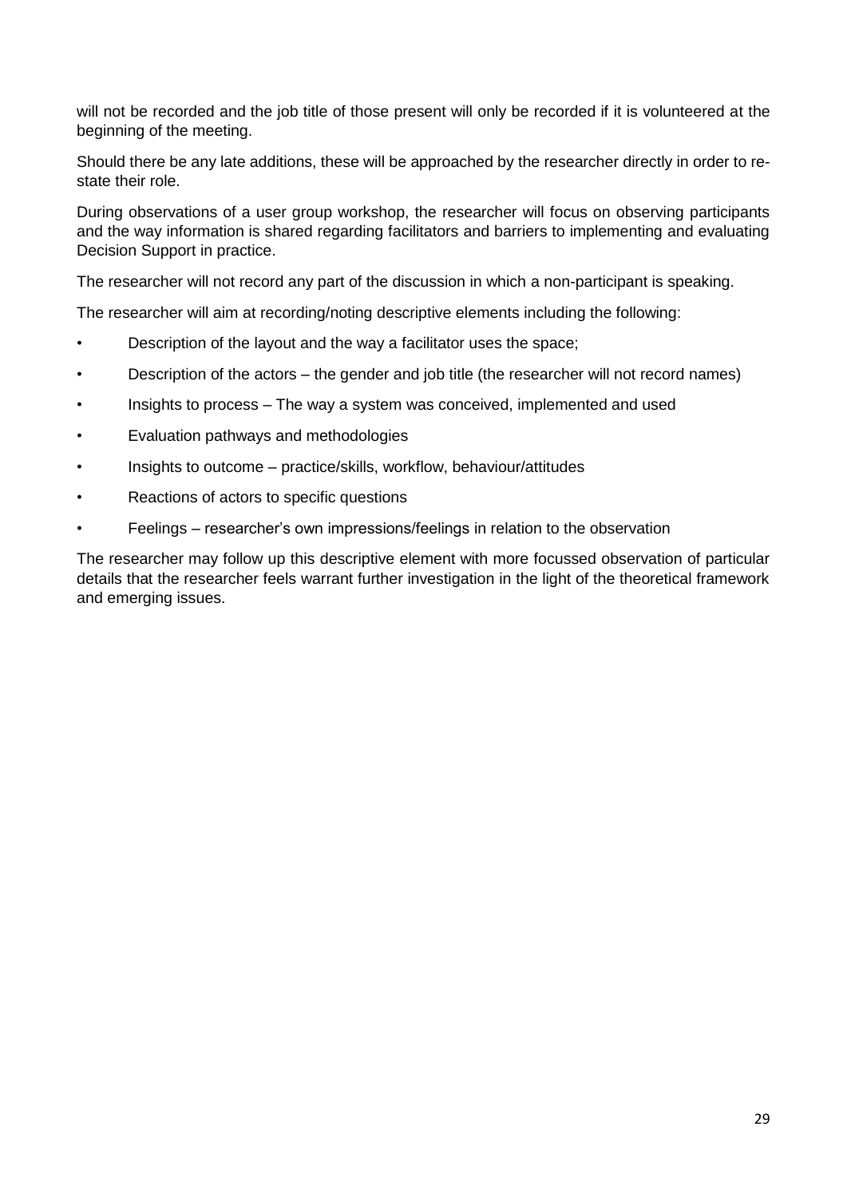will not be recorded and the job title of those present will only be recorded if it is volunteered at the beginning of the meeting.

Should there be any late additions, these will be approached by the researcher directly in order to re-state their role.

During observations of a user group workshop, the researcher will focus on observing participants and the way information is shared regarding facilitators and barriers to implementing and evaluating Decision Support in practice.

The researcher will not record any part of the discussion in which a non-participant is speaking.

The researcher will aim at recording/noting descriptive elements including the following:

- Description of the layout and the way a facilitator uses the space;
- Description of the actors – the gender and job title (the researcher will not record names)
- Insights to process – The way a system was conceived, implemented and used
- Evaluation pathways and methodologies
- Insights to outcome – practice/skills, workflow, behaviour/attitudes
- Reactions of actors to specific questions
- Feelings – researcher's own impressions/feelings in relation to the observation

The researcher may follow up this descriptive element with more focussed observation of particular details that the researcher feels warrant further investigation in the light of the theoretical framework and emerging issues.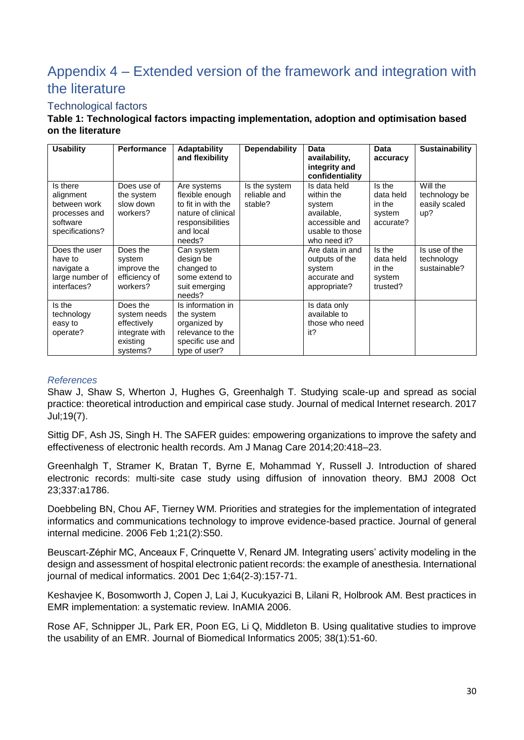# Appendix 4 – Extended version of the framework and integration with the literature

## Technological factors

**Table 1: Technological factors impacting implementation, adoption and optimisation based on the literature**

| Usability | Performance | Adaptability and flexibility | Dependability | Data availability, integrity and confidentiality | Data accuracy | Sustainability |
|---|---|---|---|---|---|---|
| Is there alignment between work processes and software specifications? | Does use of the system slow down workers? | Are systems flexible enough to fit in with the nature of clinical responsibilities and local needs? | Is the system reliable and stable? | Is data held within the system available, accessible and usable to those who need it? | Is the data held in the system accurate? | Will the technology be easily scaled up? |
| Does the user have to navigate a large number of interfaces? | Does the system improve the efficiency of workers? | Can system design be changed to some extend to suit emerging needs? | | Are data in and outputs of the system accurate and appropriate? | Is the data held in the system trusted? | Is use of the technology sustainable? |
| Is the technology easy to operate? | Does the system needs effectively integrate with existing systems? | Is information in the system organized by relevance to the specific use and type of user? | | Is data only available to those who need it? | | |

*References*

Shaw J, Shaw S, Wherton J, Hughes G, Greenhalgh T. Studying scale-up and spread as social practice: theoretical introduction and empirical case study. Journal of medical Internet research. 2017 Jul;19(7).

Sittig DF, Ash JS, Singh H. The SAFER guides: empowering organizations to improve the safety and effectiveness of electronic health records. Am J Manag Care 2014;20:418–23.

Greenhalgh T, Stramer K, Bratan T, Byrne E, Mohammad Y, Russell J. Introduction of shared electronic records: multi-site case study using diffusion of innovation theory. BMJ 2008 Oct 23;337:a1786.

Doebbeling BN, Chou AF, Tierney WM. Priorities and strategies for the implementation of integrated informatics and communications technology to improve evidence-based practice. Journal of general internal medicine. 2006 Feb 1;21(2):S50.

Beuscart-Zéphir MC, Anceaux F, Crinquette V, Renard JM. Integrating users' activity modeling in the design and assessment of hospital electronic patient records: the example of anesthesia. International journal of medical informatics. 2001 Dec 1;64(2-3):157-71.

Keshavjee K, Bosomworth J, Copen J, Lai J, Kucukyazici B, Lilani R, Holbrook AM. Best practices in EMR implementation: a systematic review. InAMIA 2006.

Rose AF, Schnipper JL, Park ER, Poon EG, Li Q, Middleton B. Using qualitative studies to improve the usability of an EMR. Journal of Biomedical Informatics 2005; 38(1):51-60.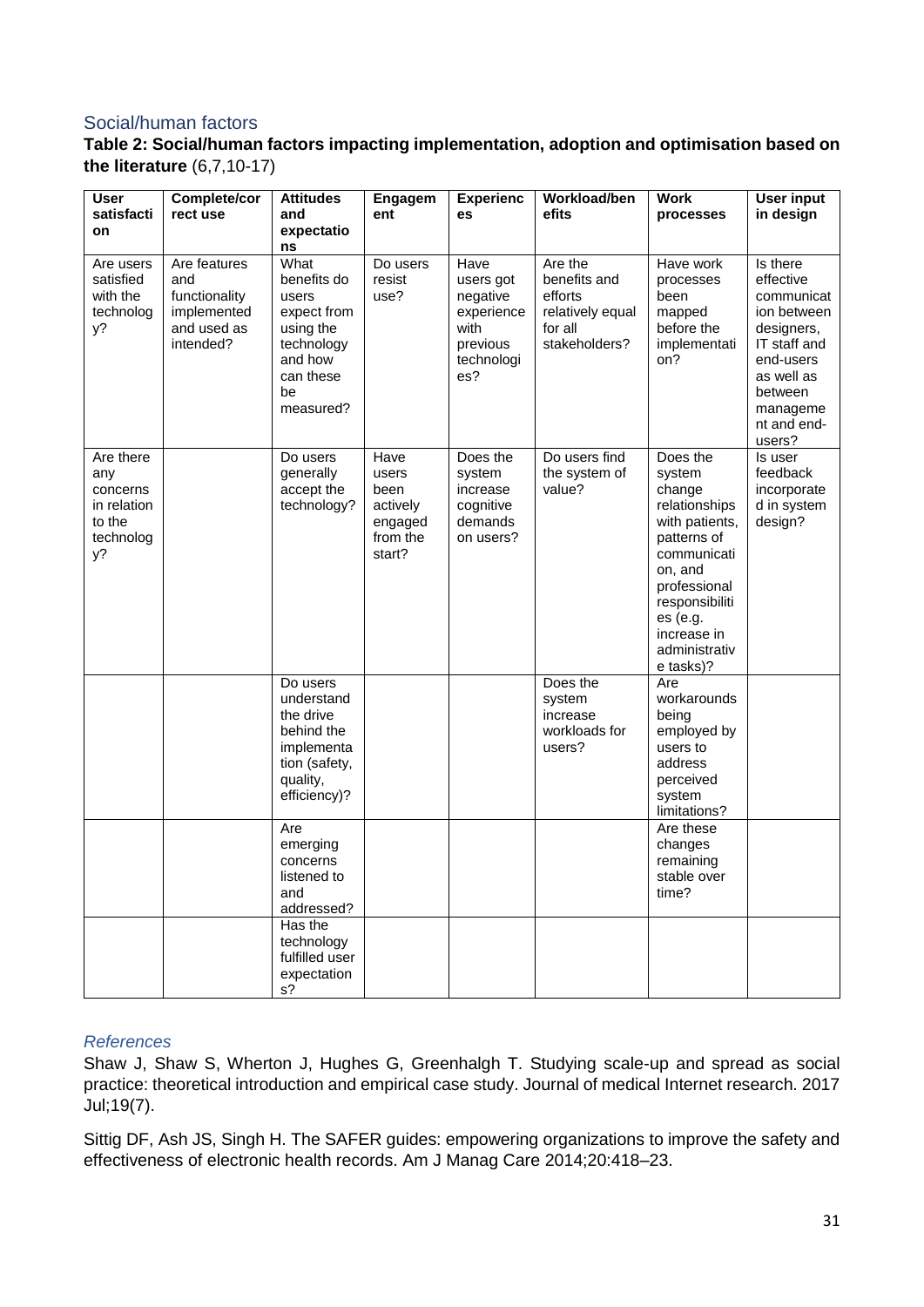### Social/human factors

**Table 2: Social/human factors impacting implementation, adoption and optimisation based on the literature** (6,7,10-17)

| User satisfaction | Complete/correct use | Attitudes and expectations | Engagement | Experiences | Workload/benefits | Work processes | User input in design |
|---|---|---|---|---|---|---|---|
| Are users satisfied with the technology? | Are features and functionality implemented and used as intended? | What benefits do users expect from using the technology and how can these be measured? | Do users resist use? | Have users got negative experience with previous technologies? | Are the benefits and efforts relatively equal for all stakeholders? | Have work processes been mapped before the implementation? | Is there effective communication between designers, IT staff and end-users as well as between management and end-users? |
| Are there any concerns in relation to the technology? | | Do users generally accept the technology? | Have users been actively engaged from the start? | Does the system increase cognitive demands on users? | Do users find the system of value? | Does the system change relationships with patients, patterns of communication, and professional responsibilities (e.g. increase in administrative tasks)? | Is user feedback incorporated in system design? |
| | | Do users understand the drive behind the implementation (safety, quality, efficiency)? | | | Does the system increase workloads for users? | Are workarounds being employed by users to address perceived system limitations? | |
| | | Are emerging concerns listened to and addressed? | | | | Are these changes remaining stable over time? | |
| | | Has the technology fulfilled user expectations? | | | | | |

*References*

Shaw J, Shaw S, Wherton J, Hughes G, Greenhalgh T. Studying scale-up and spread as social practice: theoretical introduction and empirical case study. Journal of medical Internet research. 2017 Jul;19(7).

Sittig DF, Ash JS, Singh H. The SAFER guides: empowering organizations to improve the safety and effectiveness of electronic health records. Am J Manag Care 2014;20:418–23.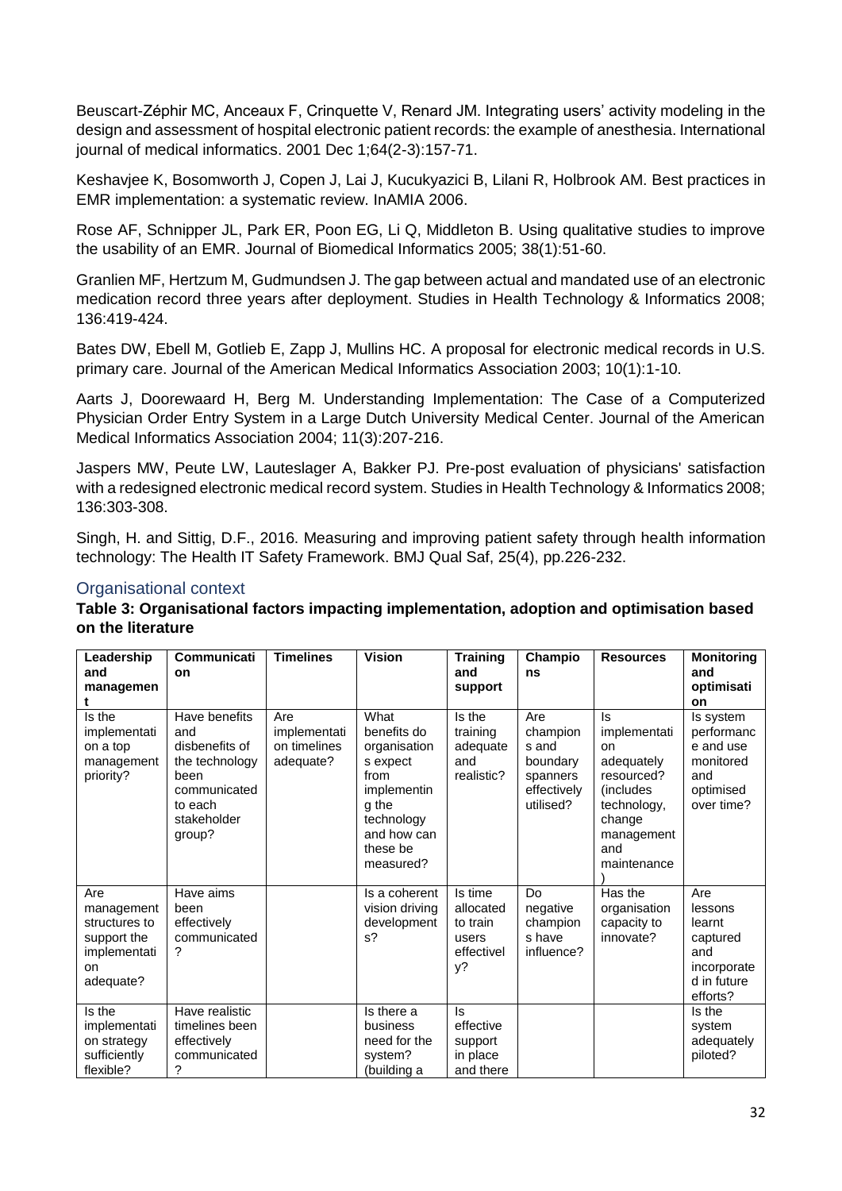Beuscart-Zéphir MC, Anceaux F, Crinquette V, Renard JM. Integrating users' activity modeling in the design and assessment of hospital electronic patient records: the example of anesthesia. International journal of medical informatics. 2001 Dec 1;64(2-3):157-71.

Keshavjee K, Bosomworth J, Copen J, Lai J, Kucukyazici B, Lilani R, Holbrook AM. Best practices in EMR implementation: a systematic review. InAMIA 2006.

Rose AF, Schnipper JL, Park ER, Poon EG, Li Q, Middleton B. Using qualitative studies to improve the usability of an EMR. Journal of Biomedical Informatics 2005; 38(1):51-60.

Granlien MF, Hertzum M, Gudmundsen J. The gap between actual and mandated use of an electronic medication record three years after deployment. Studies in Health Technology & Informatics 2008; 136:419-424.

Bates DW, Ebell M, Gotlieb E, Zapp J, Mullins HC. A proposal for electronic medical records in U.S. primary care. Journal of the American Medical Informatics Association 2003; 10(1):1-10.

Aarts J, Doorewaard H, Berg M. Understanding Implementation: The Case of a Computerized Physician Order Entry System in a Large Dutch University Medical Center. Journal of the American Medical Informatics Association 2004; 11(3):207-216.

Jaspers MW, Peute LW, Lauteslager A, Bakker PJ. Pre-post evaluation of physicians' satisfaction with a redesigned electronic medical record system. Studies in Health Technology & Informatics 2008; 136:303-308.

Singh, H. and Sittig, D.F., 2016. Measuring and improving patient safety through health information technology: The Health IT Safety Framework. BMJ Qual Saf, 25(4), pp.226-232.

## Organisational context

**Table 3: Organisational factors impacting implementation, adoption and optimisation based on the literature**

| Leadership and management | Communication | Timelines | Vision | Training and support | Champions | Resources | Monitoring and optimisation |
|---|---|---|---|---|---|---|---|
| Is the implementation a top management priority? | Have benefits and disbenefits of the technology been communicated to each stakeholder group? | Are implementation timelines adequate? | What benefits do organisations expect from implementing the technology and how can these be measured? | Is the training adequate and realistic? | Are champions and boundary spanners effectively utilised? | Is implementation adequately resourced? (includes technology, change management and maintenance) | Is system performance and use monitored and optimised over time? |
| Are management structures to support the implementation adequate? | Have aims been effectively communicated? | | Is a coherent vision driving developments? | Is time allocated to train users effectively? | Do negative champions have influence? | Has the organisation capacity to innovate? | Are lessons learnt captured and incorporated in future efforts? |
| Is the implementation strategy sufficiently flexible? | Have realistic timelines been effectively communicated? | | Is there a business need for the system? (building a | Is effective support in place and there | | | Is the system adequately piloted? |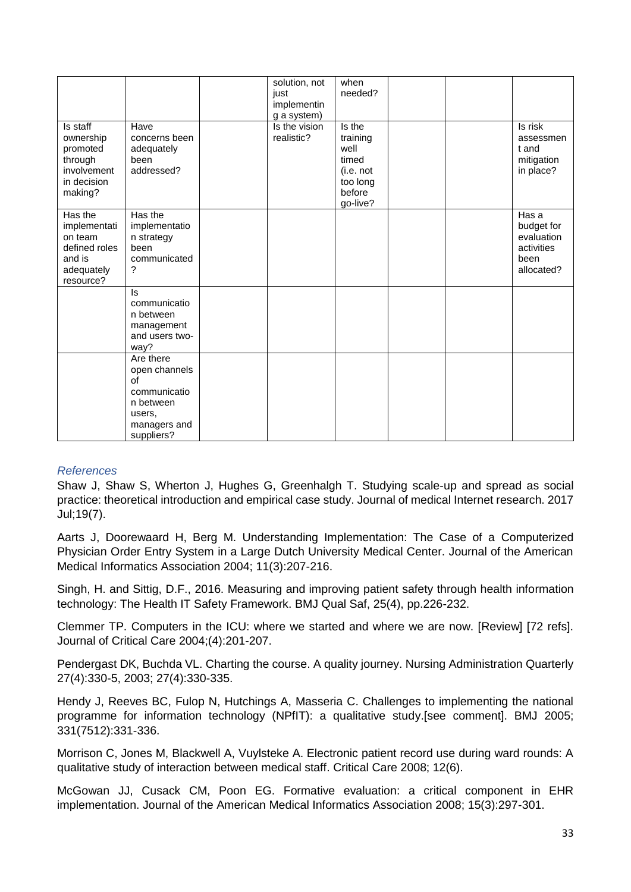| | | | solution, not just implementing a system) | when needed? | | | |
|---|---|---|---|---|---|---|---|
| Is staff ownership promoted through involvement in decision making? | Have concerns been adequately been addressed? | | Is the vision realistic? | Is the training well timed (i.e. not too long before go-live? | | | Is risk assessment and mitigation in place? |
| Has the implementation team defined roles and is adequately resource? | Has the implementation strategy been communicated? | | | | | | Has a budget for evaluation activities been allocated? |
| | Is communication between management and users two-way? | | | | | | |
| | Are there open channels of communication between users, managers and suppliers? | | | | | | |

*References*

Shaw J, Shaw S, Wherton J, Hughes G, Greenhalgh T. Studying scale-up and spread as social practice: theoretical introduction and empirical case study. Journal of medical Internet research. 2017 Jul;19(7).

Aarts J, Doorewaard H, Berg M. Understanding Implementation: The Case of a Computerized Physician Order Entry System in a Large Dutch University Medical Center. Journal of the American Medical Informatics Association 2004; 11(3):207-216.

Singh, H. and Sittig, D.F., 2016. Measuring and improving patient safety through health information technology: The Health IT Safety Framework. BMJ Qual Saf, 25(4), pp.226-232.

Clemmer TP. Computers in the ICU: where we started and where we are now. [Review] [72 refs]. Journal of Critical Care 2004;(4):201-207.

Pendergast DK, Buchda VL. Charting the course. A quality journey. Nursing Administration Quarterly 27(4):330-5, 2003; 27(4):330-335.

Hendy J, Reeves BC, Fulop N, Hutchings A, Masseria C. Challenges to implementing the national programme for information technology (NPfIT): a qualitative study.[see comment]. BMJ 2005; 331(7512):331-336.

Morrison C, Jones M, Blackwell A, Vuylsteke A. Electronic patient record use during ward rounds: A qualitative study of interaction between medical staff. Critical Care 2008; 12(6).

McGowan JJ, Cusack CM, Poon EG. Formative evaluation: a critical component in EHR implementation. Journal of the American Medical Informatics Association 2008; 15(3):297-301.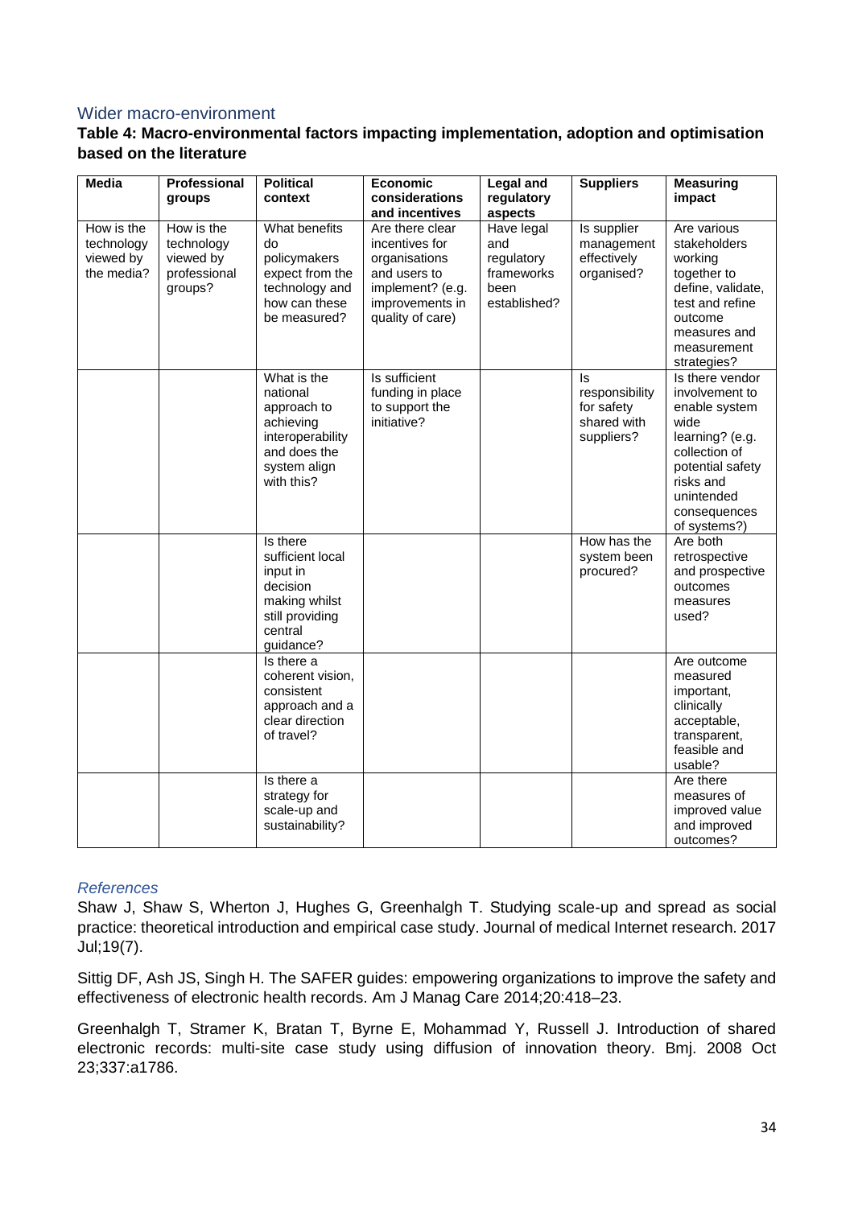## Wider macro-environment

**Table 4: Macro-environmental factors impacting implementation, adoption and optimisation based on the literature**

| Media | Professional groups | Political context | Economic considerations and incentives | Legal and regulatory aspects | Suppliers | Measuring impact |
|---|---|---|---|---|---|---|
| How is the technology viewed by the media? | How is the technology viewed by professional groups? | What benefits do policymakers expect from the technology and how can these be measured? | Are there clear incentives for organisations and users to implement? (e.g. improvements in quality of care) | Have legal and regulatory frameworks been established? | Is supplier management effectively organised? | Are various stakeholders working together to define, validate, test and refine outcome measures and measurement strategies? |
| | | What is the national approach to achieving interoperability and does the system align with this? | Is sufficient funding in place to support the initiative? | | Is responsibility for safety shared with suppliers? | Is there vendor involvement to enable system wide learning? (e.g. collection of potential safety risks and unintended consequences of systems?) |
| | | Is there sufficient local input in decision making whilst still providing central guidance? | | | How has the system been procured? | Are both retrospective and prospective outcomes measures used? |
| | | Is there a coherent vision, consistent approach and a clear direction of travel? | | | | Are outcome measured important, clinically acceptable, transparent, feasible and usable? |
| | | Is there a strategy for scale-up and sustainability? | | | | Are there measures of improved value and improved outcomes? |

### *References*

Shaw J, Shaw S, Wherton J, Hughes G, Greenhalgh T. Studying scale-up and spread as social practice: theoretical introduction and empirical case study. Journal of medical Internet research. 2017 Jul;19(7).

Sittig DF, Ash JS, Singh H. The SAFER guides: empowering organizations to improve the safety and effectiveness of electronic health records. Am J Manag Care 2014;20:418–23.

Greenhalgh T, Stramer K, Bratan T, Byrne E, Mohammad Y, Russell J. Introduction of shared electronic records: multi-site case study using diffusion of innovation theory. Bmj. 2008 Oct 23;337:a1786.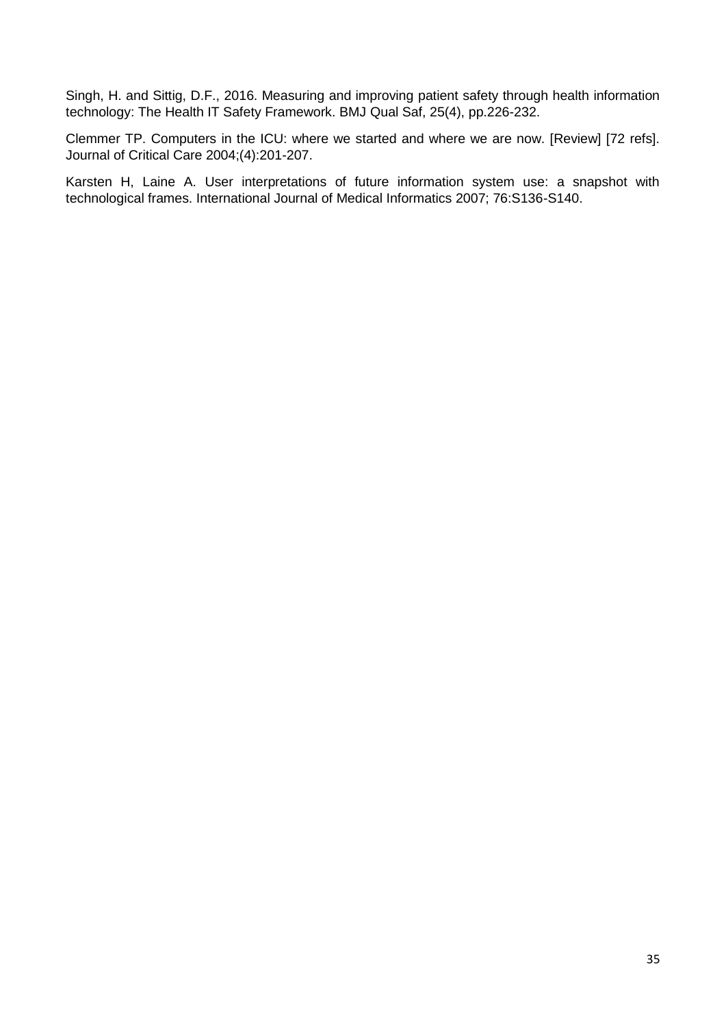Singh, H. and Sittig, D.F., 2016. Measuring and improving patient safety through health information technology: The Health IT Safety Framework. BMJ Qual Saf, 25(4), pp.226-232.

Clemmer TP. Computers in the ICU: where we started and where we are now. [Review] [72 refs]. Journal of Critical Care 2004;(4):201-207.

Karsten H, Laine A. User interpretations of future information system use: a snapshot with technological frames. International Journal of Medical Informatics 2007; 76:S136-S140.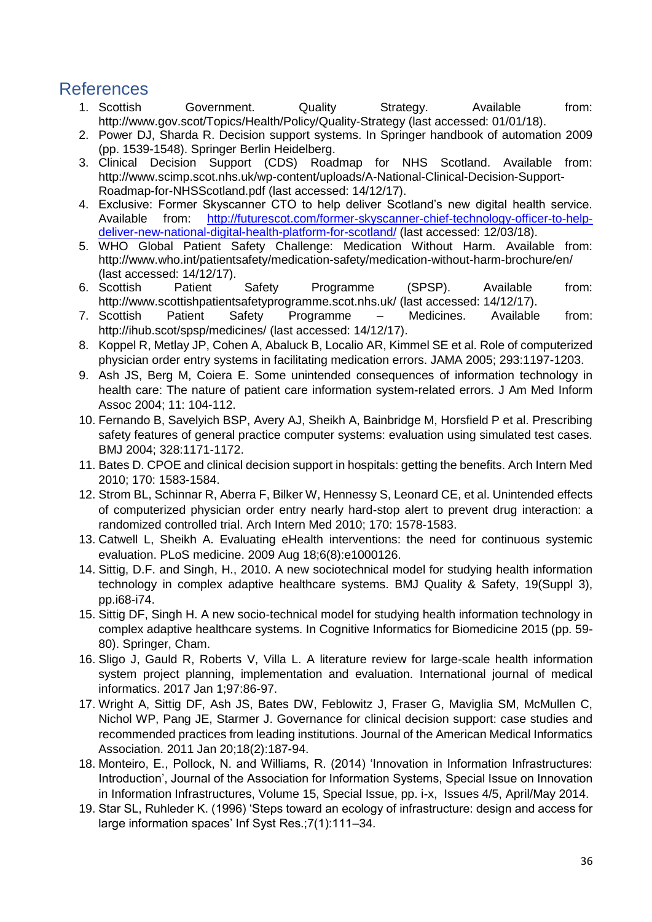## References

1. Scottish Government. Quality Strategy. Available from: http://www.gov.scot/Topics/Health/Policy/Quality-Strategy (last accessed: 01/01/18).
2. Power DJ, Sharda R. Decision support systems. In Springer handbook of automation 2009 (pp. 1539-1548). Springer Berlin Heidelberg.
3. Clinical Decision Support (CDS) Roadmap for NHS Scotland. Available from: http://www.scimp.scot.nhs.uk/wp-content/uploads/A-National-Clinical-Decision-Support-Roadmap-for-NHSScotland.pdf (last accessed: 14/12/17).
4. Exclusive: Former Skyscanner CTO to help deliver Scotland's new digital health service. Available from: http://futurescot.com/former-skyscanner-chief-technology-officer-to-help-deliver-new-national-digital-health-platform-for-scotland/ (last accessed: 12/03/18).
5. WHO Global Patient Safety Challenge: Medication Without Harm. Available from: http://www.who.int/patientsafety/medication-safety/medication-without-harm-brochure/en/ (last accessed: 14/12/17).
6. Scottish Patient Safety Programme (SPSP). Available from: http://www.scottishpatientsafetyprogramme.scot.nhs.uk/ (last accessed: 14/12/17).
7. Scottish Patient Safety Programme – Medicines. Available from: http://ihub.scot/spsp/medicines/ (last accessed: 14/12/17).
8. Koppel R, Metlay JP, Cohen A, Abaluck B, Localio AR, Kimmel SE et al. Role of computerized physician order entry systems in facilitating medication errors. JAMA 2005; 293:1197-1203.
9. Ash JS, Berg M, Coiera E. Some unintended consequences of information technology in health care: The nature of patient care information system-related errors. J Am Med Inform Assoc 2004; 11: 104-112.
10. Fernando B, Savelyich BSP, Avery AJ, Sheikh A, Bainbridge M, Horsfield P et al. Prescribing safety features of general practice computer systems: evaluation using simulated test cases. BMJ 2004; 328:1171-1172.
11. Bates D. CPOE and clinical decision support in hospitals: getting the benefits. Arch Intern Med 2010; 170: 1583-1584.
12. Strom BL, Schinnar R, Aberra F, Bilker W, Hennessy S, Leonard CE, et al. Unintended effects of computerized physician order entry nearly hard-stop alert to prevent drug interaction: a randomized controlled trial. Arch Intern Med 2010; 170: 1578-1583.
13. Catwell L, Sheikh A. Evaluating eHealth interventions: the need for continuous systemic evaluation. PLoS medicine. 2009 Aug 18;6(8):e1000126.
14. Sittig, D.F. and Singh, H., 2010. A new sociotechnical model for studying health information technology in complex adaptive healthcare systems. BMJ Quality & Safety, 19(Suppl 3), pp.i68-i74.
15. Sittig DF, Singh H. A new socio-technical model for studying health information technology in complex adaptive healthcare systems. In Cognitive Informatics for Biomedicine 2015 (pp. 59-80). Springer, Cham.
16. Sligo J, Gauld R, Roberts V, Villa L. A literature review for large-scale health information system project planning, implementation and evaluation. International journal of medical informatics. 2017 Jan 1;97:86-97.
17. Wright A, Sittig DF, Ash JS, Bates DW, Feblowitz J, Fraser G, Maviglia SM, McMullen C, Nichol WP, Pang JE, Starmer J. Governance for clinical decision support: case studies and recommended practices from leading institutions. Journal of the American Medical Informatics Association. 2011 Jan 20;18(2):187-94.
18. Monteiro, E., Pollock, N. and Williams, R. (2014) 'Innovation in Information Infrastructures: Introduction', Journal of the Association for Information Systems, Special Issue on Innovation in Information Infrastructures, Volume 15, Special Issue, pp. i-x, Issues 4/5, April/May 2014.
19. Star SL, Ruhleder K. (1996) 'Steps toward an ecology of infrastructure: design and access for large information spaces' Inf Syst Res.;7(1):111–34.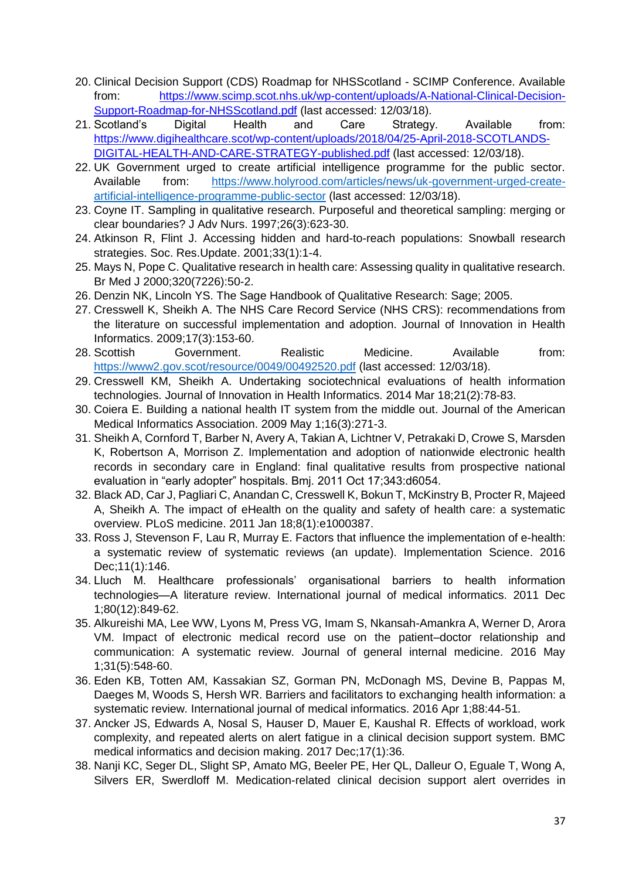20. Clinical Decision Support (CDS) Roadmap for NHSScotland - SCIMP Conference. Available from: https://www.scimp.scot.nhs.uk/wp-content/uploads/A-National-Clinical-Decision-Support-Roadmap-for-NHSScotland.pdf (last accessed: 12/03/18).
21. Scotland's Digital Health and Care Strategy. Available from: https://www.digihealthcare.scot/wp-content/uploads/2018/04/25-April-2018-SCOTLANDS-DIGITAL-HEALTH-AND-CARE-STRATEGY-published.pdf (last accessed: 12/03/18).
22. UK Government urged to create artificial intelligence programme for the public sector. Available from: https://www.holyrood.com/articles/news/uk-government-urged-create-artificial-intelligence-programme-public-sector (last accessed: 12/03/18).
23. Coyne IT. Sampling in qualitative research. Purposeful and theoretical sampling: merging or clear boundaries? J Adv Nurs. 1997;26(3):623-30.
24. Atkinson R, Flint J. Accessing hidden and hard-to-reach populations: Snowball research strategies. Soc. Res.Update. 2001;33(1):1-4.
25. Mays N, Pope C. Qualitative research in health care: Assessing quality in qualitative research. Br Med J 2000;320(7226):50-2.
26. Denzin NK, Lincoln YS. The Sage Handbook of Qualitative Research: Sage; 2005.
27. Cresswell K, Sheikh A. The NHS Care Record Service (NHS CRS): recommendations from the literature on successful implementation and adoption. Journal of Innovation in Health Informatics. 2009;17(3):153-60.
28. Scottish Government. Realistic Medicine. Available from: https://www2.gov.scot/resource/0049/00492520.pdf (last accessed: 12/03/18).
29. Cresswell KM, Sheikh A. Undertaking sociotechnical evaluations of health information technologies. Journal of Innovation in Health Informatics. 2014 Mar 18;21(2):78-83.
30. Coiera E. Building a national health IT system from the middle out. Journal of the American Medical Informatics Association. 2009 May 1;16(3):271-3.
31. Sheikh A, Cornford T, Barber N, Avery A, Takian A, Lichtner V, Petrakaki D, Crowe S, Marsden K, Robertson A, Morrison Z. Implementation and adoption of nationwide electronic health records in secondary care in England: final qualitative results from prospective national evaluation in "early adopter" hospitals. Bmj. 2011 Oct 17;343:d6054.
32. Black AD, Car J, Pagliari C, Anandan C, Cresswell K, Bokun T, McKinstry B, Procter R, Majeed A, Sheikh A. The impact of eHealth on the quality and safety of health care: a systematic overview. PLoS medicine. 2011 Jan 18;8(1):e1000387.
33. Ross J, Stevenson F, Lau R, Murray E. Factors that influence the implementation of e-health: a systematic review of systematic reviews (an update). Implementation Science. 2016 Dec;11(1):146.
34. Lluch M. Healthcare professionals' organisational barriers to health information technologies—A literature review. International journal of medical informatics. 2011 Dec 1;80(12):849-62.
35. Alkureishi MA, Lee WW, Lyons M, Press VG, Imam S, Nkansah-Amankra A, Werner D, Arora VM. Impact of electronic medical record use on the patient–doctor relationship and communication: A systematic review. Journal of general internal medicine. 2016 May 1;31(5):548-60.
36. Eden KB, Totten AM, Kassakian SZ, Gorman PN, McDonagh MS, Devine B, Pappas M, Daeges M, Woods S, Hersh WR. Barriers and facilitators to exchanging health information: a systematic review. International journal of medical informatics. 2016 Apr 1;88:44-51.
37. Ancker JS, Edwards A, Nosal S, Hauser D, Mauer E, Kaushal R. Effects of workload, work complexity, and repeated alerts on alert fatigue in a clinical decision support system. BMC medical informatics and decision making. 2017 Dec;17(1):36.
38. Nanji KC, Seger DL, Slight SP, Amato MG, Beeler PE, Her QL, Dalleur O, Eguale T, Wong A, Silvers ER, Swerdloff M. Medication-related clinical decision support alert overrides in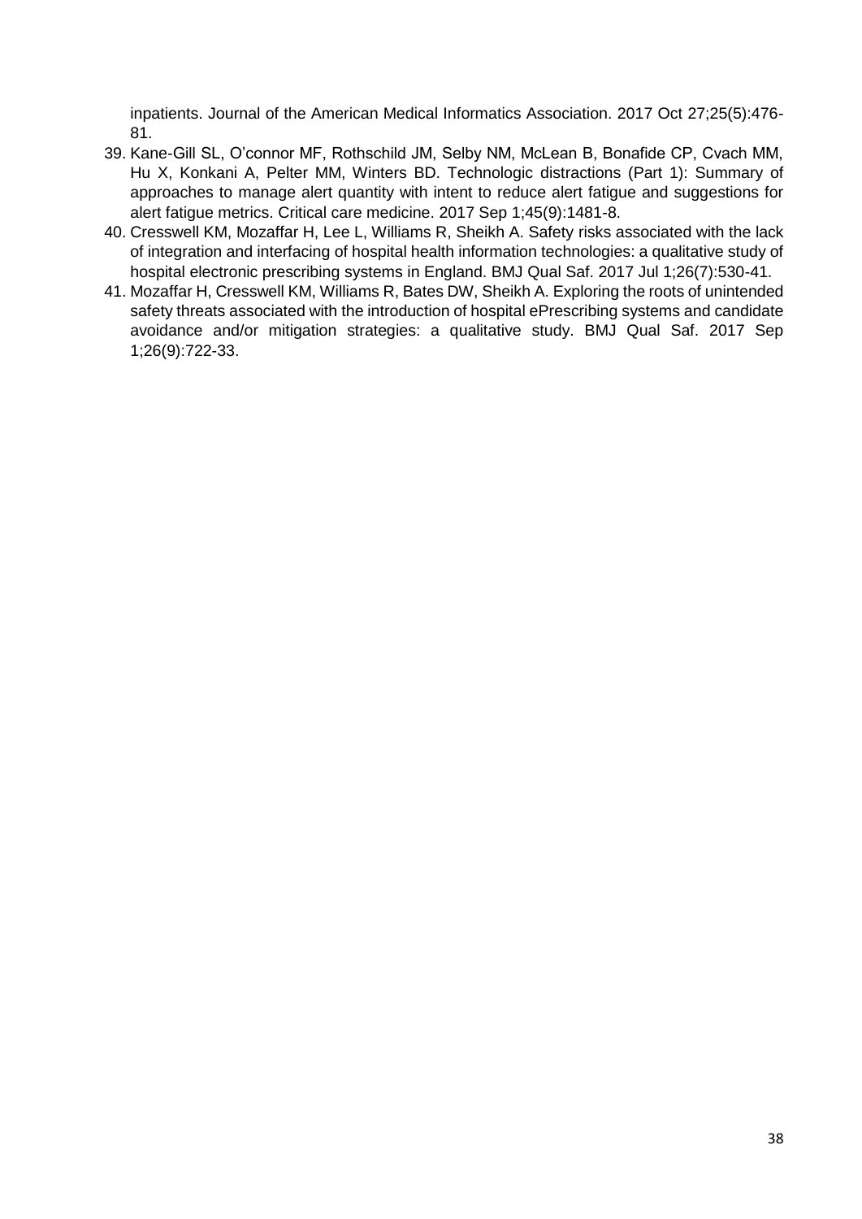inpatients. Journal of the American Medical Informatics Association. 2017 Oct 27;25(5):476-81.

39. Kane-Gill SL, O'connor MF, Rothschild JM, Selby NM, McLean B, Bonafide CP, Cvach MM, Hu X, Konkani A, Pelter MM, Winters BD. Technologic distractions (Part 1): Summary of approaches to manage alert quantity with intent to reduce alert fatigue and suggestions for alert fatigue metrics. Critical care medicine. 2017 Sep 1;45(9):1481-8.
40. Cresswell KM, Mozaffar H, Lee L, Williams R, Sheikh A. Safety risks associated with the lack of integration and interfacing of hospital health information technologies: a qualitative study of hospital electronic prescribing systems in England. BMJ Qual Saf. 2017 Jul 1;26(7):530-41.
41. Mozaffar H, Cresswell KM, Williams R, Bates DW, Sheikh A. Exploring the roots of unintended safety threats associated with the introduction of hospital ePrescribing systems and candidate avoidance and/or mitigation strategies: a qualitative study. BMJ Qual Saf. 2017 Sep 1;26(9):722-33.